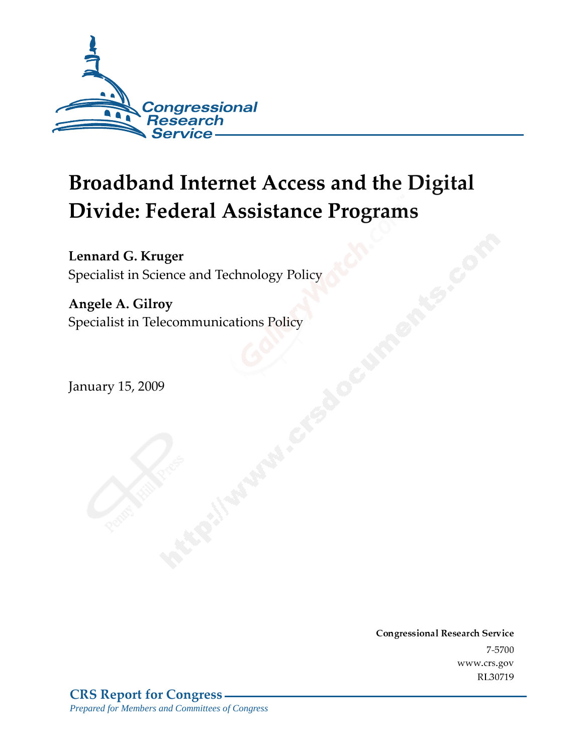Congressional Research Service

# Broadband Internet Access and the Digital Divide: Federal Assistance Programs

**Lennard G. Kruger**
Specialist in Science and Technology Policy

**Angele A. Gilroy**
Specialist in Telecommunications Policy

January 15, 2009

**Congressional Research Service**
7-5700
www.crs.gov
RL30719

**CRS Report for Congress**
*Prepared for Members and Committees of Congress*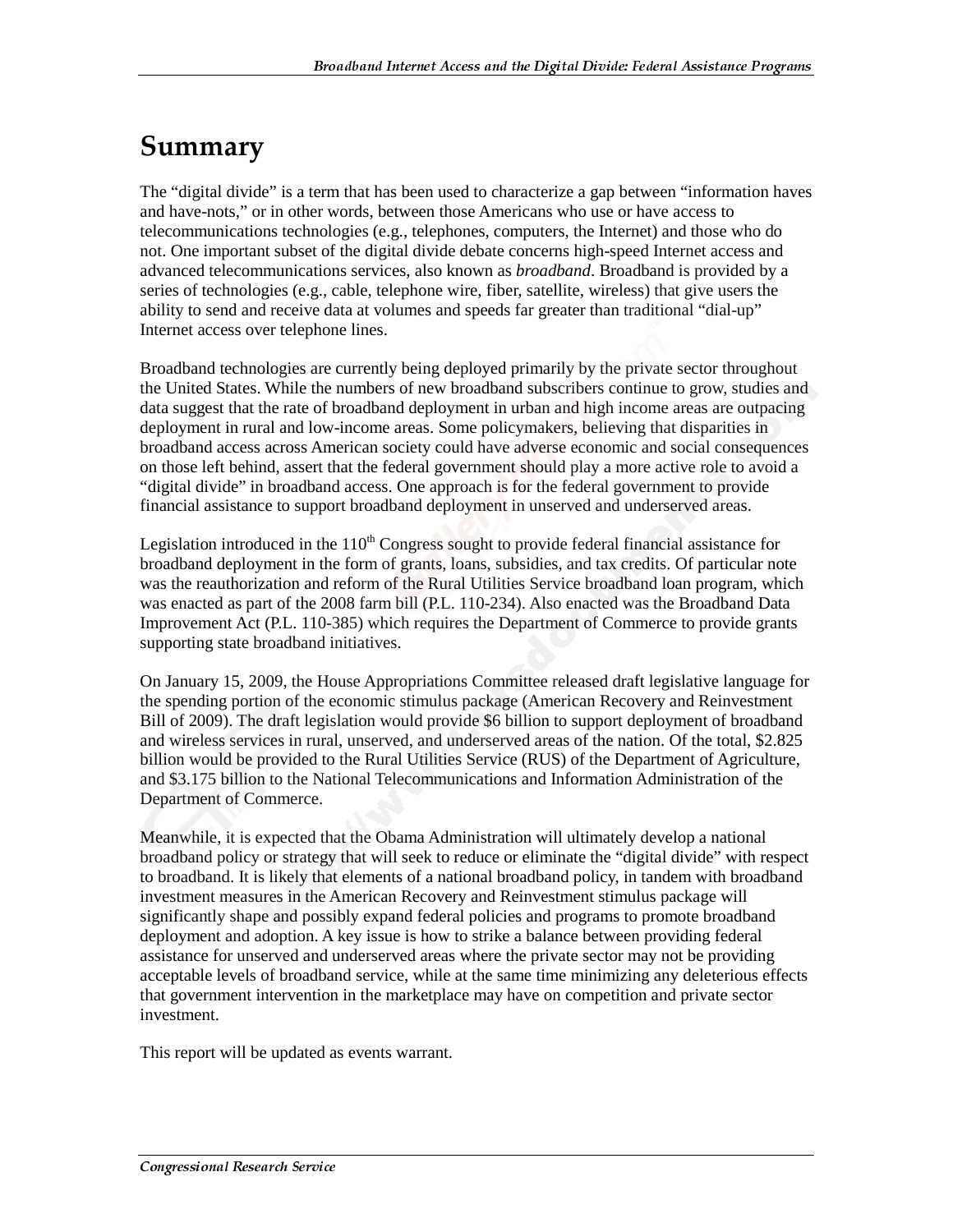# Summary

The "digital divide" is a term that has been used to characterize a gap between "information haves and have-nots," or in other words, between those Americans who use or have access to telecommunications technologies (e.g., telephones, computers, the Internet) and those who do not. One important subset of the digital divide debate concerns high-speed Internet access and advanced telecommunications services, also known as *broadband*. Broadband is provided by a series of technologies (e.g., cable, telephone wire, fiber, satellite, wireless) that give users the ability to send and receive data at volumes and speeds far greater than traditional "dial-up" Internet access over telephone lines.

Broadband technologies are currently being deployed primarily by the private sector throughout the United States. While the numbers of new broadband subscribers continue to grow, studies and data suggest that the rate of broadband deployment in urban and high income areas are outpacing deployment in rural and low-income areas. Some policymakers, believing that disparities in broadband access across American society could have adverse economic and social consequences on those left behind, assert that the federal government should play a more active role to avoid a "digital divide" in broadband access. One approach is for the federal government to provide financial assistance to support broadband deployment in unserved and underserved areas.

Legislation introduced in the 110th Congress sought to provide federal financial assistance for broadband deployment in the form of grants, loans, subsidies, and tax credits. Of particular note was the reauthorization and reform of the Rural Utilities Service broadband loan program, which was enacted as part of the 2008 farm bill (P.L. 110-234). Also enacted was the Broadband Data Improvement Act (P.L. 110-385) which requires the Department of Commerce to provide grants supporting state broadband initiatives.

On January 15, 2009, the House Appropriations Committee released draft legislative language for the spending portion of the economic stimulus package (American Recovery and Reinvestment Bill of 2009). The draft legislation would provide $6 billion to support deployment of broadband and wireless services in rural, unserved, and underserved areas of the nation. Of the total, $2.825 billion would be provided to the Rural Utilities Service (RUS) of the Department of Agriculture, and $3.175 billion to the National Telecommunications and Information Administration of the Department of Commerce.

Meanwhile, it is expected that the Obama Administration will ultimately develop a national broadband policy or strategy that will seek to reduce or eliminate the "digital divide" with respect to broadband. It is likely that elements of a national broadband policy, in tandem with broadband investment measures in the American Recovery and Reinvestment stimulus package will significantly shape and possibly expand federal policies and programs to promote broadband deployment and adoption. A key issue is how to strike a balance between providing federal assistance for unserved and underserved areas where the private sector may not be providing acceptable levels of broadband service, while at the same time minimizing any deleterious effects that government intervention in the marketplace may have on competition and private sector investment.

This report will be updated as events warrant.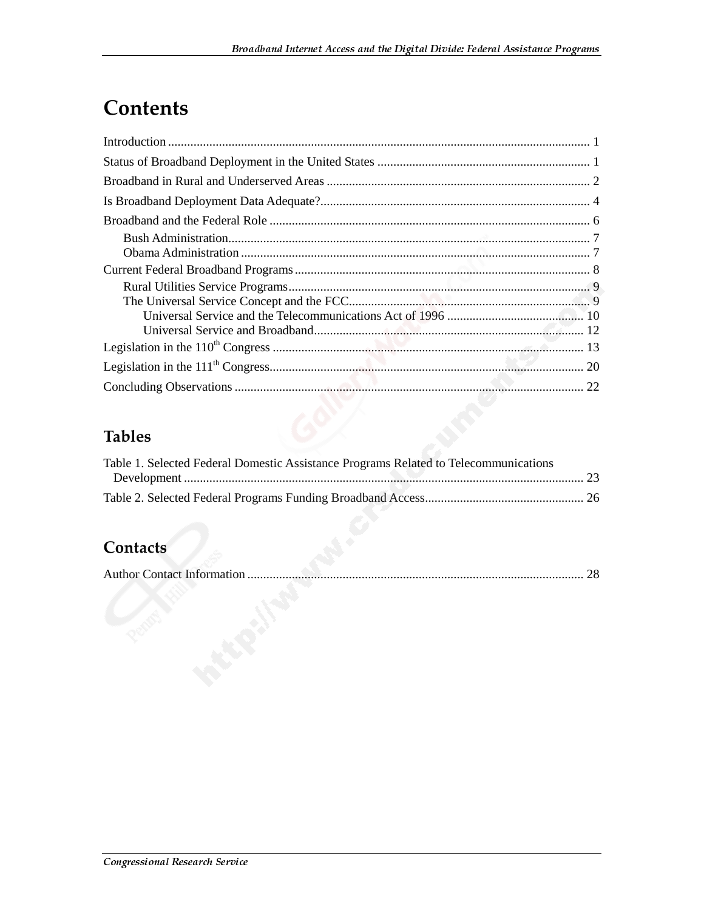# Contents

Introduction .... 1

Status of Broadband Deployment in the United States .... 1

Broadband in Rural and Underserved Areas .... 2

Is Broadband Deployment Data Adequate? .... 4

Broadband and the Federal Role .... 6

- Bush Administration .... 7
- Obama Administration .... 7

Current Federal Broadband Programs .... 8

- Rural Utilities Service Programs .... 9
- The Universal Service Concept and the FCC .... 9
    - Universal Service and the Telecommunications Act of 1996 .... 10
    - Universal Service and Broadband .... 12

Legislation in the 110th Congress .... 13

Legislation in the 111th Congress .... 20

Concluding Observations .... 22

## Tables

Table 1. Selected Federal Domestic Assistance Programs Related to Telecommunications Development .... 23

Table 2. Selected Federal Programs Funding Broadband Access .... 26

## Contacts

Author Contact Information .... 28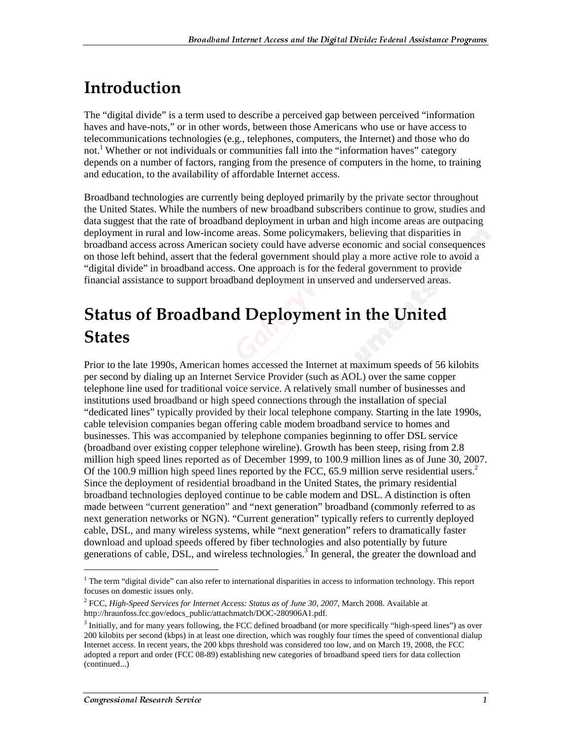# Introduction

The "digital divide" is a term used to describe a perceived gap between perceived "information haves and have-nots," or in other words, between those Americans who use or have access to telecommunications technologies (e.g., telephones, computers, the Internet) and those who do not.[1] Whether or not individuals or communities fall into the "information haves" category depends on a number of factors, ranging from the presence of computers in the home, to training and education, to the availability of affordable Internet access.

Broadband technologies are currently being deployed primarily by the private sector throughout the United States. While the numbers of new broadband subscribers continue to grow, studies and data suggest that the rate of broadband deployment in urban and high income areas are outpacing deployment in rural and low-income areas. Some policymakers, believing that disparities in broadband access across American society could have adverse economic and social consequences on those left behind, assert that the federal government should play a more active role to avoid a "digital divide" in broadband access. One approach is for the federal government to provide financial assistance to support broadband deployment in unserved and underserved areas.

# Status of Broadband Deployment in the United States

Prior to the late 1990s, American homes accessed the Internet at maximum speeds of 56 kilobits per second by dialing up an Internet Service Provider (such as AOL) over the same copper telephone line used for traditional voice service. A relatively small number of businesses and institutions used broadband or high speed connections through the installation of special "dedicated lines" typically provided by their local telephone company. Starting in the late 1990s, cable television companies began offering cable modem broadband service to homes and businesses. This was accompanied by telephone companies beginning to offer DSL service (broadband over existing copper telephone wireline). Growth has been steep, rising from 2.8 million high speed lines reported as of December 1999, to 100.9 million lines as of June 30, 2007. Of the 100.9 million high speed lines reported by the FCC, 65.9 million serve residential users.[2] Since the deployment of residential broadband in the United States, the primary residential broadband technologies deployed continue to be cable modem and DSL. A distinction is often made between "current generation" and "next generation" broadband (commonly referred to as next generation networks or NGN). "Current generation" typically refers to currently deployed cable, DSL, and many wireless systems, while "next generation" refers to dramatically faster download and upload speeds offered by fiber technologies and also potentially by future generations of cable, DSL, and wireless technologies.[3] In general, the greater the download and

---

[1] The term "digital divide" can also refer to international disparities in access to information technology. This report focuses on domestic issues only.

[2] FCC, *High-Speed Services for Internet Access: Status as of June 30, 2007*, March 2008. Available at http://hraunfoss.fcc.gov/edocs_public/attachmatch/DOC-280906A1.pdf.

[3] Initially, and for many years following, the FCC defined broadband (or more specifically "high-speed lines") as over 200 kilobits per second (kbps) in at least one direction, which was roughly four times the speed of conventional dialup Internet access. In recent years, the 200 kbps threshold was considered too low, and on March 19, 2008, the FCC adopted a report and order (FCC 08-89) establishing new categories of broadband speed tiers for data collection (continued...)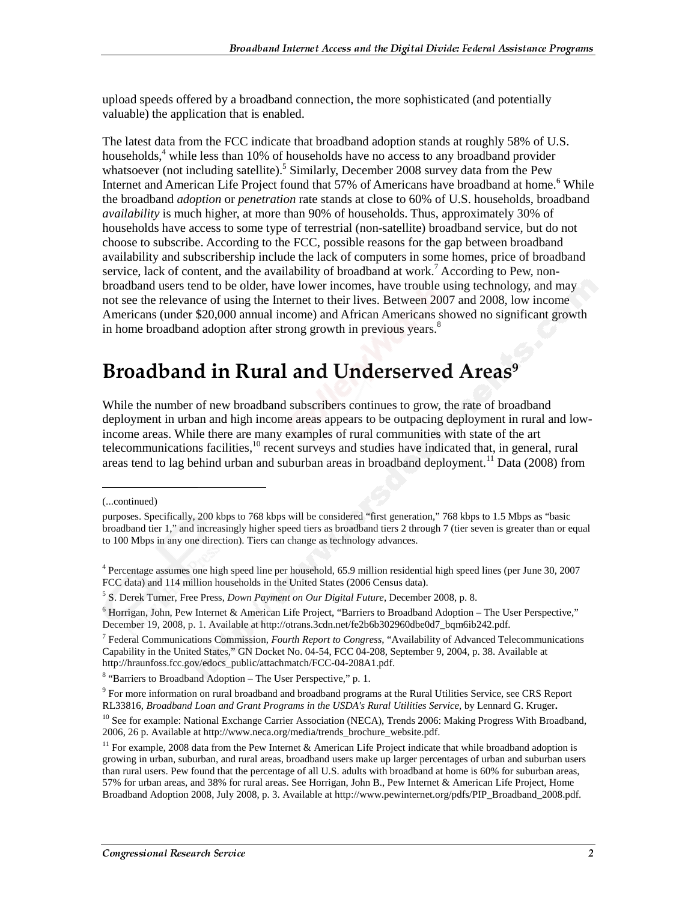upload speeds offered by a broadband connection, the more sophisticated (and potentially valuable) the application that is enabled.

The latest data from the FCC indicate that broadband adoption stands at roughly 58% of U.S. households,[4] while less than 10% of households have no access to any broadband provider whatsoever (not including satellite).[5] Similarly, December 2008 survey data from the Pew Internet and American Life Project found that 57% of Americans have broadband at home.[6] While the broadband *adoption* or *penetration* rate stands at close to 60% of U.S. households, broadband *availability* is much higher, at more than 90% of households. Thus, approximately 30% of households have access to some type of terrestrial (non-satellite) broadband service, but do not choose to subscribe. According to the FCC, possible reasons for the gap between broadband availability and subscribership include the lack of computers in some homes, price of broadband service, lack of content, and the availability of broadband at work.[7] According to Pew, non-broadband users tend to be older, have lower incomes, have trouble using technology, and may not see the relevance of using the Internet to their lives. Between 2007 and 2008, low income Americans (under $20,000 annual income) and African Americans showed no significant growth in home broadband adoption after strong growth in previous years.[8]

## Broadband in Rural and Underserved Areas[9]

While the number of new broadband subscribers continues to grow, the rate of broadband deployment in urban and high income areas appears to be outpacing deployment in rural and low-income areas. While there are many examples of rural communities with state of the art telecommunications facilities,[10] recent surveys and studies have indicated that, in general, rural areas tend to lag behind urban and suburban areas in broadband deployment.[11] Data (2008) from

---

(...continued)

purposes. Specifically, 200 kbps to 768 kbps will be considered "first generation," 768 kbps to 1.5 Mbps as "basic broadband tier 1," and increasingly higher speed tiers as broadband tiers 2 through 7 (tier seven is greater than or equal to 100 Mbps in any one direction). Tiers can change as technology advances.

[4] Percentage assumes one high speed line per household, 65.9 million residential high speed lines (per June 30, 2007 FCC data) and 114 million households in the United States (2006 Census data).

[5] S. Derek Turner, Free Press, *Down Payment on Our Digital Future*, December 2008, p. 8.

[6] Horrigan, John, Pew Internet & American Life Project, "Barriers to Broadband Adoption – The User Perspective," December 19, 2008, p. 1. Available at http://otrans.3cdn.net/fe2b6b302960dbe0d7_bqm6ib242.pdf.

[7] Federal Communications Commission, *Fourth Report to Congress*, "Availability of Advanced Telecommunications Capability in the United States," GN Docket No. 04-54, FCC 04-208, September 9, 2004, p. 38. Available at http://hraunfoss.fcc.gov/edocs_public/attachmatch/FCC-04-208A1.pdf.

[8] "Barriers to Broadband Adoption – The User Perspective," p. 1.

[9] For more information on rural broadband and broadband programs at the Rural Utilities Service, see CRS Report RL33816, *Broadband Loan and Grant Programs in the USDA's Rural Utilities Service*, by Lennard G. Kruger**.**

[10] See for example: National Exchange Carrier Association (NECA), Trends 2006: Making Progress With Broadband, 2006, 26 p. Available at http://www.neca.org/media/trends_brochure_website.pdf.

[11] For example, 2008 data from the Pew Internet & American Life Project indicate that while broadband adoption is growing in urban, suburban, and rural areas, broadband users make up larger percentages of urban and suburban users than rural users. Pew found that the percentage of all U.S. adults with broadband at home is 60% for suburban areas, 57% for urban areas, and 38% for rural areas. See Horrigan, John B., Pew Internet & American Life Project, Home Broadband Adoption 2008, July 2008, p. 3. Available at http://www.pewinternet.org/pdfs/PIP_Broadband_2008.pdf.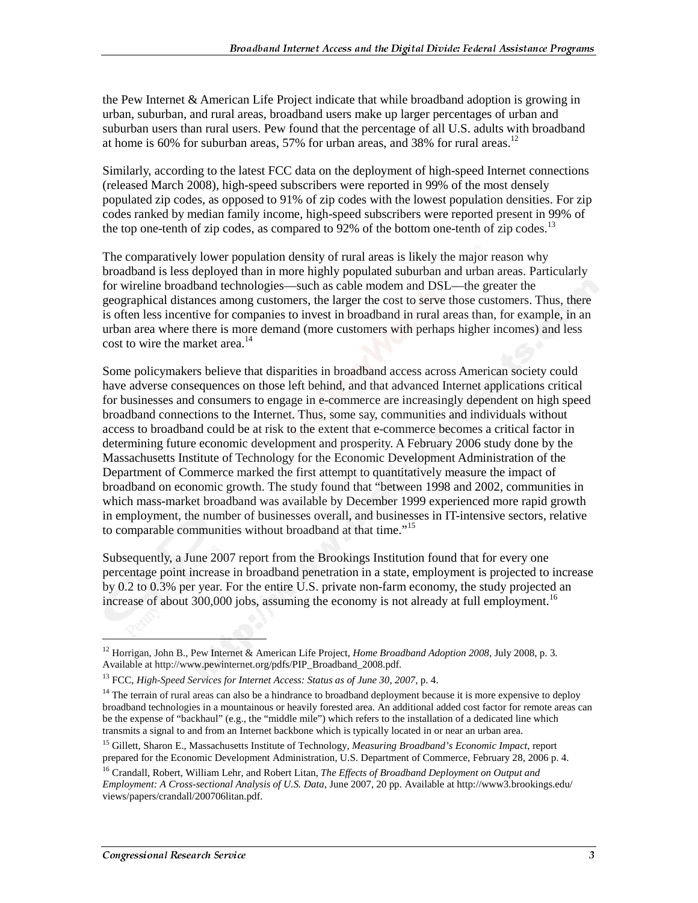the Pew Internet & American Life Project indicate that while broadband adoption is growing in urban, suburban, and rural areas, broadband users make up larger percentages of urban and suburban users than rural users. Pew found that the percentage of all U.S. adults with broadband at home is 60% for suburban areas, 57% for urban areas, and 38% for rural areas.[12]

Similarly, according to the latest FCC data on the deployment of high-speed Internet connections (released March 2008), high-speed subscribers were reported in 99% of the most densely populated zip codes, as opposed to 91% of zip codes with the lowest population densities. For zip codes ranked by median family income, high-speed subscribers were reported present in 99% of the top one-tenth of zip codes, as compared to 92% of the bottom one-tenth of zip codes.[13]

The comparatively lower population density of rural areas is likely the major reason why broadband is less deployed than in more highly populated suburban and urban areas. Particularly for wireline broadband technologies—such as cable modem and DSL—the greater the geographical distances among customers, the larger the cost to serve those customers. Thus, there is often less incentive for companies to invest in broadband in rural areas than, for example, in an urban area where there is more demand (more customers with perhaps higher incomes) and less cost to wire the market area.[14]

Some policymakers believe that disparities in broadband access across American society could have adverse consequences on those left behind, and that advanced Internet applications critical for businesses and consumers to engage in e-commerce are increasingly dependent on high speed broadband connections to the Internet. Thus, some say, communities and individuals without access to broadband could be at risk to the extent that e-commerce becomes a critical factor in determining future economic development and prosperity. A February 2006 study done by the Massachusetts Institute of Technology for the Economic Development Administration of the Department of Commerce marked the first attempt to quantitatively measure the impact of broadband on economic growth. The study found that "between 1998 and 2002, communities in which mass-market broadband was available by December 1999 experienced more rapid growth in employment, the number of businesses overall, and businesses in IT-intensive sectors, relative to comparable communities without broadband at that time."[15]

Subsequently, a June 2007 report from the Brookings Institution found that for every one percentage point increase in broadband penetration in a state, employment is projected to increase by 0.2 to 0.3% per year. For the entire U.S. private non-farm economy, the study projected an increase of about 300,000 jobs, assuming the economy is not already at full employment.[16]

---

[12] Horrigan, John B., Pew Internet & American Life Project, *Home Broadband Adoption 2008*, July 2008, p. 3. Available at http://www.pewinternet.org/pdfs/PIP_Broadband_2008.pdf.

[13] FCC, *High-Speed Services for Internet Access: Status as of June 30, 2007*, p. 4.

[14] The terrain of rural areas can also be a hindrance to broadband deployment because it is more expensive to deploy broadband technologies in a mountainous or heavily forested area. An additional added cost factor for remote areas can be the expense of "backhaul" (e.g., the "middle mile") which refers to the installation of a dedicated line which transmits a signal to and from an Internet backbone which is typically located in or near an urban area.

[15] Gillett, Sharon E., Massachusetts Institute of Technology, *Measuring Broadband's Economic Impact*, report prepared for the Economic Development Administration, U.S. Department of Commerce, February 28, 2006 p. 4.

[16] Crandall, Robert, William Lehr, and Robert Litan, *The Effects of Broadband Deployment on Output and Employment: A Cross-sectional Analysis of U.S. Data*, June 2007, 20 pp. Available at http://www3.brookings.edu/views/papers/crandall/200706litan.pdf.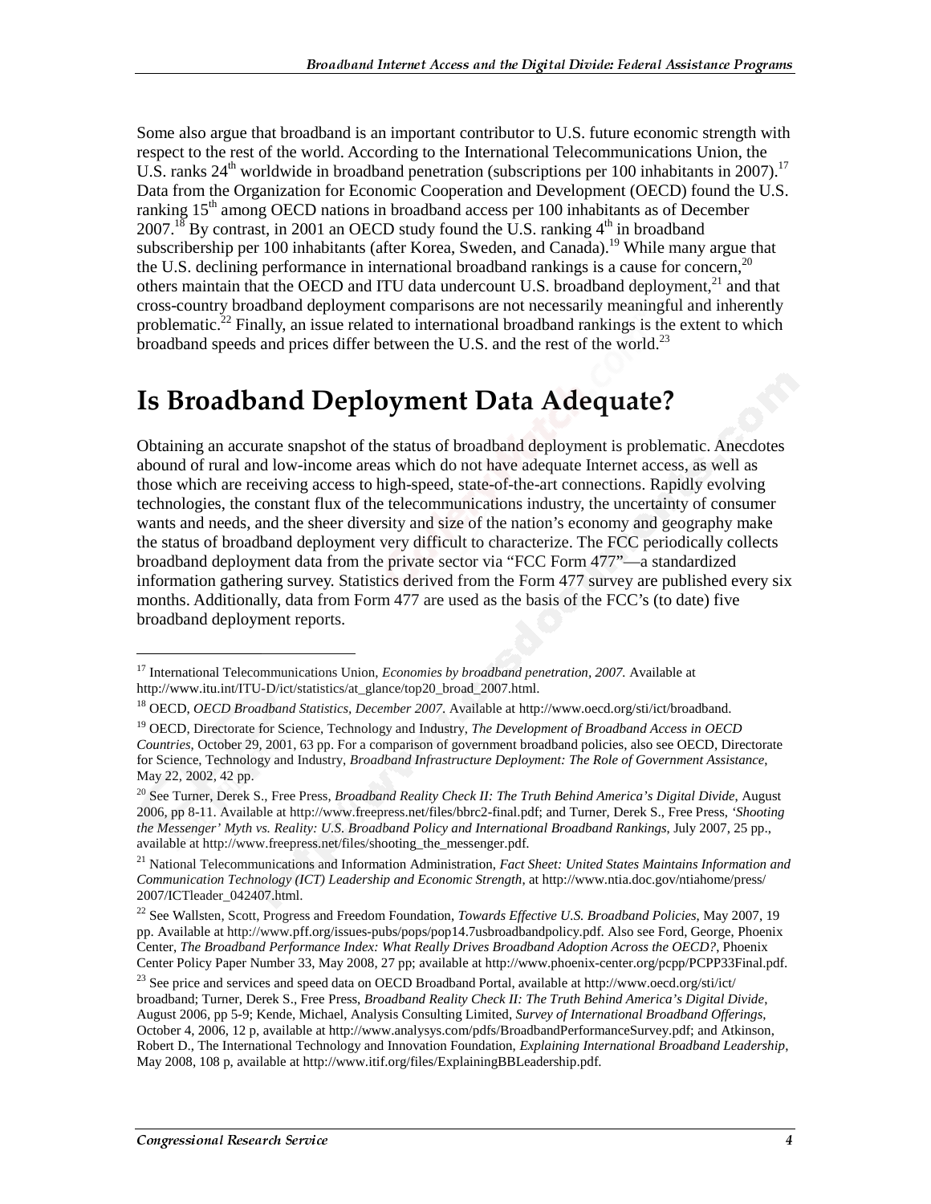Some also argue that broadband is an important contributor to U.S. future economic strength with respect to the rest of the world. According to the International Telecommunications Union, the U.S. ranks 24$^{th}$ worldwide in broadband penetration (subscriptions per 100 inhabitants in 2007).[17] Data from the Organization for Economic Cooperation and Development (OECD) found the U.S. ranking 15$^{th}$ among OECD nations in broadband access per 100 inhabitants as of December 2007.[18] By contrast, in 2001 an OECD study found the U.S. ranking 4$^{th}$ in broadband subscribership per 100 inhabitants (after Korea, Sweden, and Canada).[19] While many argue that the U.S. declining performance in international broadband rankings is a cause for concern,[20] others maintain that the OECD and ITU data undercount U.S. broadband deployment,[21] and that cross-country broadband deployment comparisons are not necessarily meaningful and inherently problematic.[22] Finally, an issue related to international broadband rankings is the extent to which broadband speeds and prices differ between the U.S. and the rest of the world.[23]

# Is Broadband Deployment Data Adequate?

Obtaining an accurate snapshot of the status of broadband deployment is problematic. Anecdotes abound of rural and low-income areas which do not have adequate Internet access, as well as those which are receiving access to high-speed, state-of-the-art connections. Rapidly evolving technologies, the constant flux of the telecommunications industry, the uncertainty of consumer wants and needs, and the sheer diversity and size of the nation's economy and geography make the status of broadband deployment very difficult to characterize. The FCC periodically collects broadband deployment data from the private sector via "FCC Form 477"—a standardized information gathering survey. Statistics derived from the Form 477 survey are published every six months. Additionally, data from Form 477 are used as the basis of the FCC's (to date) five broadband deployment reports.

---

[17] International Telecommunications Union, *Economies by broadband penetration, 2007.* Available at http://www.itu.int/ITU-D/ict/statistics/at_glance/top20_broad_2007.html.

[18] OECD, *OECD Broadband Statistics, December 2007.* Available at http://www.oecd.org/sti/ict/broadband.

[19] OECD, Directorate for Science, Technology and Industry, *The Development of Broadband Access in OECD Countries,* October 29, 2001, 63 pp. For a comparison of government broadband policies, also see OECD, Directorate for Science, Technology and Industry, *Broadband Infrastructure Deployment: The Role of Government Assistance,* May 22, 2002, 42 pp.

[20] See Turner, Derek S., Free Press, *Broadband Reality Check II: The Truth Behind America's Digital Divide,* August 2006, pp 8-11. Available at http://www.freepress.net/files/bbrc2-final.pdf; and Turner, Derek S., Free Press, *'Shooting the Messenger' Myth vs. Reality: U.S. Broadband Policy and International Broadband Rankings,* July 2007, 25 pp., available at http://www.freepress.net/files/shooting_the_messenger.pdf.

[21] National Telecommunications and Information Administration, *Fact Sheet: United States Maintains Information and Communication Technology (ICT) Leadership and Economic Strength,* at http://www.ntia.doc.gov/ntiahome/press/2007/ICTleader_042407.html.

[22] See Wallsten, Scott, Progress and Freedom Foundation, *Towards Effective U.S. Broadband Policies,* May 2007, 19 pp. Available at http://www.pff.org/issues-pubs/pops/pop14.7usbroadbandpolicy.pdf. Also see Ford, George, Phoenix Center, *The Broadband Performance Index: What Really Drives Broadband Adoption Across the OECD?,* Phoenix Center Policy Paper Number 33, May 2008, 27 pp; available at http://www.phoenix-center.org/pcpp/PCPP33Final.pdf.

[23] See price and services and speed data on OECD Broadband Portal, available at http://www.oecd.org/sti/ict/broadband; Turner, Derek S., Free Press, *Broadband Reality Check II: The Truth Behind America's Digital Divide,* August 2006, pp 5-9; Kende, Michael, Analysis Consulting Limited, *Survey of International Broadband Offerings,* October 4, 2006, 12 p, available at http://www.analysys.com/pdfs/BroadbandPerformanceSurvey.pdf; and Atkinson, Robert D., The International Technology and Innovation Foundation, *Explaining International Broadband Leadership,* May 2008, 108 p, available at http://www.itif.org/files/ExplainingBBLeadership.pdf.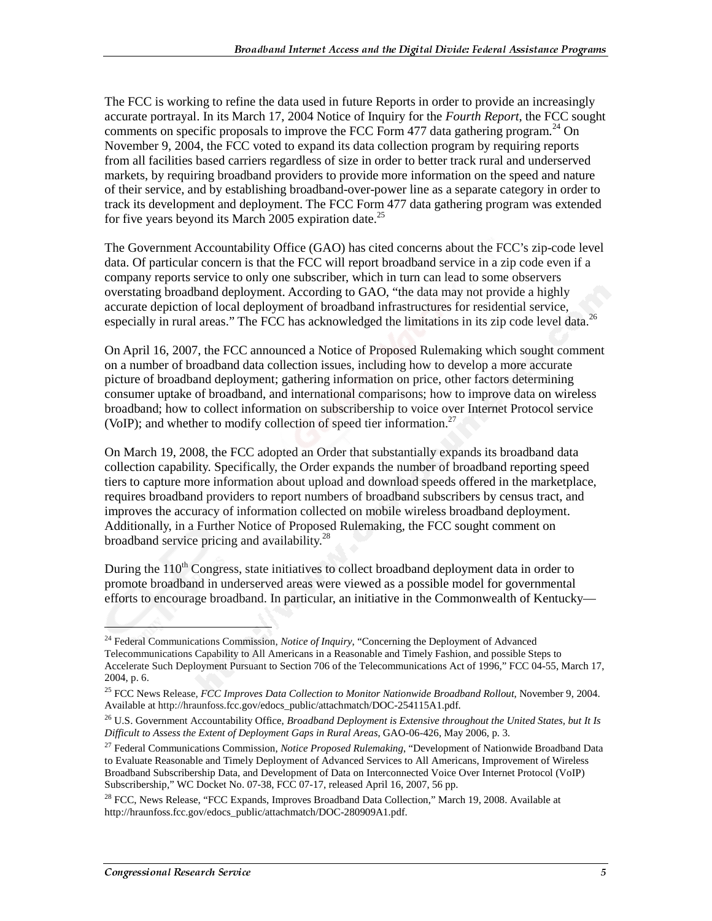The FCC is working to refine the data used in future Reports in order to provide an increasingly accurate portrayal. In its March 17, 2004 Notice of Inquiry for the *Fourth Report*, the FCC sought comments on specific proposals to improve the FCC Form 477 data gathering program.[24] On November 9, 2004, the FCC voted to expand its data collection program by requiring reports from all facilities based carriers regardless of size in order to better track rural and underserved markets, by requiring broadband providers to provide more information on the speed and nature of their service, and by establishing broadband-over-power line as a separate category in order to track its development and deployment. The FCC Form 477 data gathering program was extended for five years beyond its March 2005 expiration date.[25]

The Government Accountability Office (GAO) has cited concerns about the FCC's zip-code level data. Of particular concern is that the FCC will report broadband service in a zip code even if a company reports service to only one subscriber, which in turn can lead to some observers overstating broadband deployment. According to GAO, "the data may not provide a highly accurate depiction of local deployment of broadband infrastructures for residential service, especially in rural areas." The FCC has acknowledged the limitations in its zip code level data.[26]

On April 16, 2007, the FCC announced a Notice of Proposed Rulemaking which sought comment on a number of broadband data collection issues, including how to develop a more accurate picture of broadband deployment; gathering information on price, other factors determining consumer uptake of broadband, and international comparisons; how to improve data on wireless broadband; how to collect information on subscribership to voice over Internet Protocol service (VoIP); and whether to modify collection of speed tier information.[27]

On March 19, 2008, the FCC adopted an Order that substantially expands its broadband data collection capability. Specifically, the Order expands the number of broadband reporting speed tiers to capture more information about upload and download speeds offered in the marketplace, requires broadband providers to report numbers of broadband subscribers by census tract, and improves the accuracy of information collected on mobile wireless broadband deployment. Additionally, in a Further Notice of Proposed Rulemaking, the FCC sought comment on broadband service pricing and availability.[28]

During the 110th Congress, state initiatives to collect broadband deployment data in order to promote broadband in underserved areas were viewed as a possible model for governmental efforts to encourage broadband. In particular, an initiative in the Commonwealth of Kentucky—

---

[24] Federal Communications Commission, *Notice of Inquiry*, "Concerning the Deployment of Advanced Telecommunications Capability to All Americans in a Reasonable and Timely Fashion, and possible Steps to Accelerate Such Deployment Pursuant to Section 706 of the Telecommunications Act of 1996," FCC 04-55, March 17, 2004, p. 6.

[25] FCC News Release, *FCC Improves Data Collection to Monitor Nationwide Broadband Rollout*, November 9, 2004. Available at http://hraunfoss.fcc.gov/edocs_public/attachmatch/DOC-254115A1.pdf.

[26] U.S. Government Accountability Office, *Broadband Deployment is Extensive throughout the United States, but It Is Difficult to Assess the Extent of Deployment Gaps in Rural Areas*, GAO-06-426, May 2006, p. 3.

[27] Federal Communications Commission, *Notice Proposed Rulemaking*, "Development of Nationwide Broadband Data to Evaluate Reasonable and Timely Deployment of Advanced Services to All Americans, Improvement of Wireless Broadband Subscribership Data, and Development of Data on Interconnected Voice Over Internet Protocol (VoIP) Subscribership," WC Docket No. 07-38, FCC 07-17, released April 16, 2007, 56 pp.

[28] FCC, News Release, "FCC Expands, Improves Broadband Data Collection," March 19, 2008. Available at http://hraunfoss.fcc.gov/edocs_public/attachmatch/DOC-280909A1.pdf.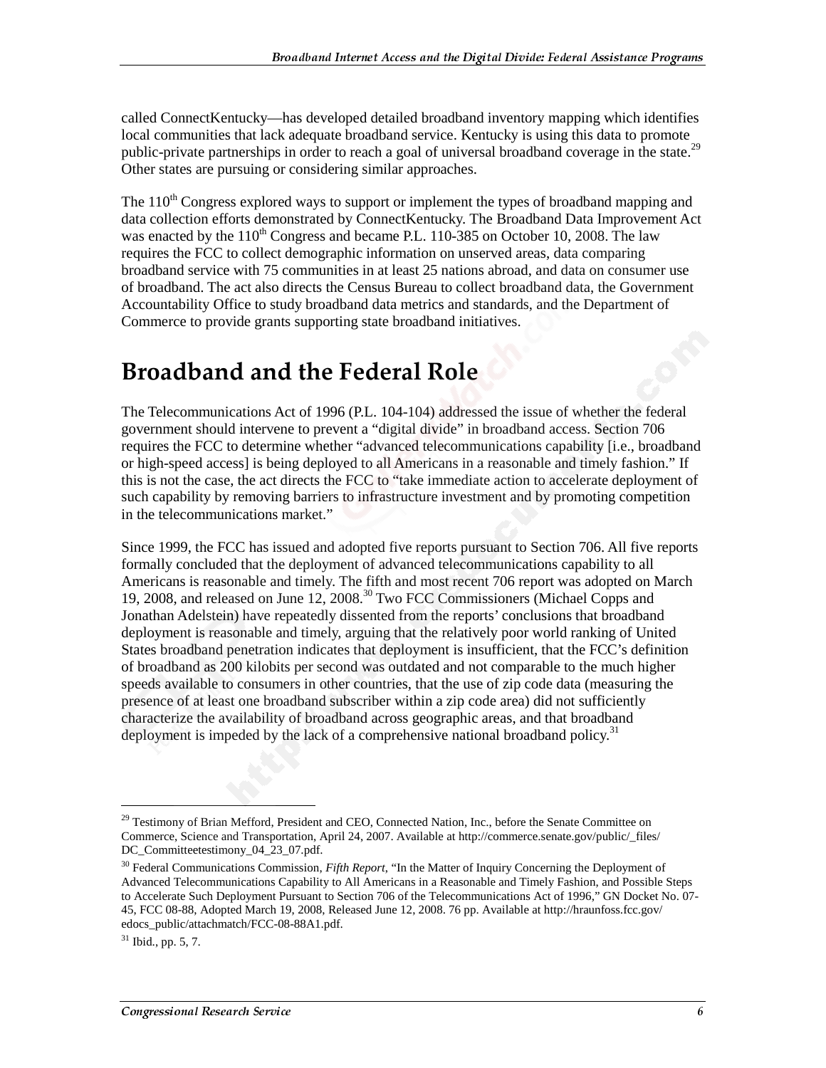called ConnectKentucky—has developed detailed broadband inventory mapping which identifies local communities that lack adequate broadband service. Kentucky is using this data to promote public-private partnerships in order to reach a goal of universal broadband coverage in the state.[29] Other states are pursuing or considering similar approaches.

The 110th Congress explored ways to support or implement the types of broadband mapping and data collection efforts demonstrated by ConnectKentucky. The Broadband Data Improvement Act was enacted by the 110th Congress and became P.L. 110-385 on October 10, 2008. The law requires the FCC to collect demographic information on unserved areas, data comparing broadband service with 75 communities in at least 25 nations abroad, and data on consumer use of broadband. The act also directs the Census Bureau to collect broadband data, the Government Accountability Office to study broadband data metrics and standards, and the Department of Commerce to provide grants supporting state broadband initiatives.

# Broadband and the Federal Role

The Telecommunications Act of 1996 (P.L. 104-104) addressed the issue of whether the federal government should intervene to prevent a "digital divide" in broadband access. Section 706 requires the FCC to determine whether "advanced telecommunications capability [i.e., broadband or high-speed access] is being deployed to all Americans in a reasonable and timely fashion." If this is not the case, the act directs the FCC to "take immediate action to accelerate deployment of such capability by removing barriers to infrastructure investment and by promoting competition in the telecommunications market."

Since 1999, the FCC has issued and adopted five reports pursuant to Section 706. All five reports formally concluded that the deployment of advanced telecommunications capability to all Americans is reasonable and timely. The fifth and most recent 706 report was adopted on March 19, 2008, and released on June 12, 2008.[30] Two FCC Commissioners (Michael Copps and Jonathan Adelstein) have repeatedly dissented from the reports' conclusions that broadband deployment is reasonable and timely, arguing that the relatively poor world ranking of United States broadband penetration indicates that deployment is insufficient, that the FCC's definition of broadband as 200 kilobits per second was outdated and not comparable to the much higher speeds available to consumers in other countries, that the use of zip code data (measuring the presence of at least one broadband subscriber within a zip code area) did not sufficiently characterize the availability of broadband across geographic areas, and that broadband deployment is impeded by the lack of a comprehensive national broadband policy.[31]

---

[29] Testimony of Brian Mefford, President and CEO, Connected Nation, Inc., before the Senate Committee on Commerce, Science and Transportation, April 24, 2007. Available at http://commerce.senate.gov/public/_files/DC_Committeetestimony_04_23_07.pdf.

[30] Federal Communications Commission, *Fifth Report*, "In the Matter of Inquiry Concerning the Deployment of Advanced Telecommunications Capability to All Americans in a Reasonable and Timely Fashion, and Possible Steps to Accelerate Such Deployment Pursuant to Section 706 of the Telecommunications Act of 1996," GN Docket No. 07-45, FCC 08-88, Adopted March 19, 2008, Released June 12, 2008. 76 pp. Available at http://hraunfoss.fcc.gov/edocs_public/attachmatch/FCC-08-88A1.pdf.

[31] Ibid., pp. 5, 7.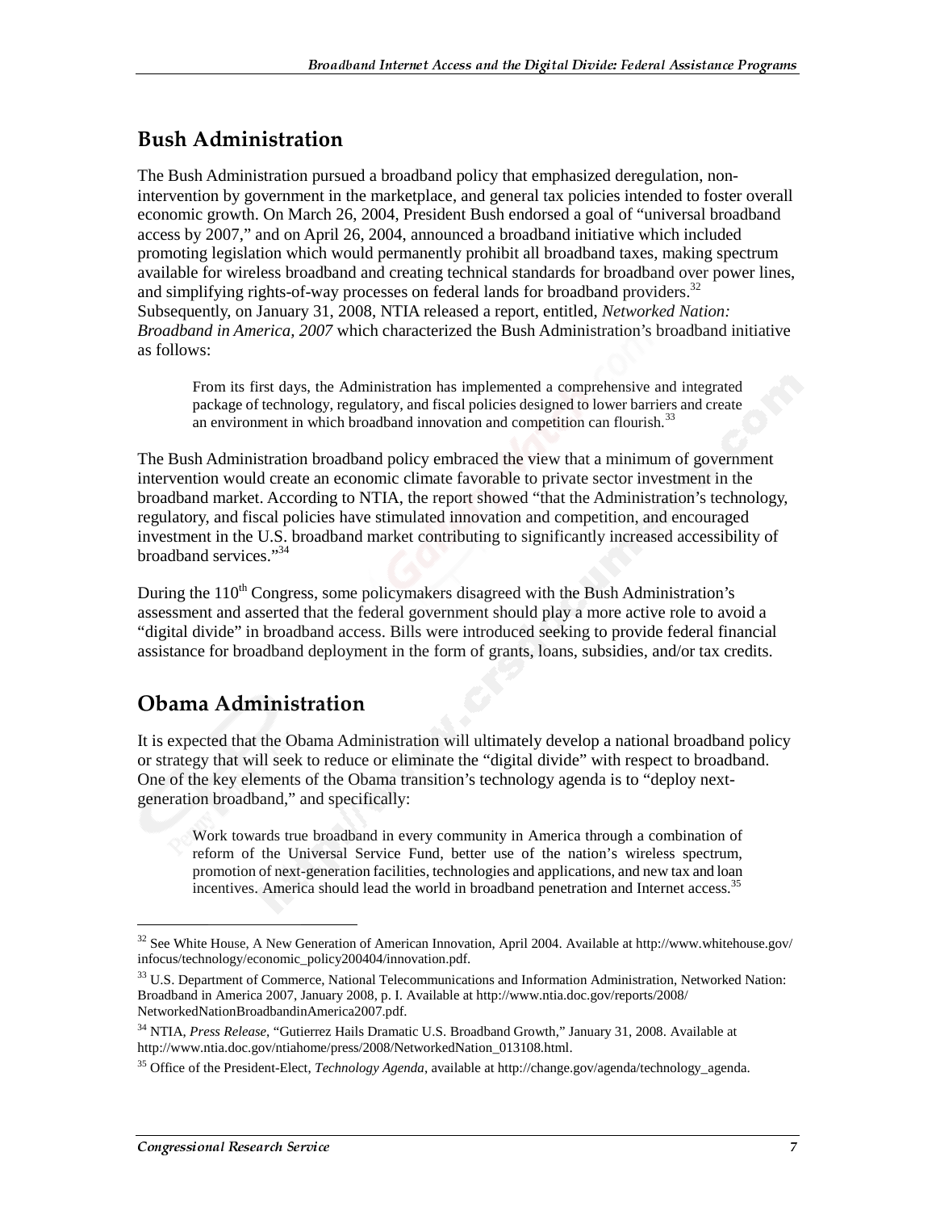## Bush Administration

The Bush Administration pursued a broadband policy that emphasized deregulation, non-intervention by government in the marketplace, and general tax policies intended to foster overall economic growth. On March 26, 2004, President Bush endorsed a goal of "universal broadband access by 2007," and on April 26, 2004, announced a broadband initiative which included promoting legislation which would permanently prohibit all broadband taxes, making spectrum available for wireless broadband and creating technical standards for broadband over power lines, and simplifying rights-of-way processes on federal lands for broadband providers.[32] Subsequently, on January 31, 2008, NTIA released a report, entitled, *Networked Nation: Broadband in America, 2007* which characterized the Bush Administration's broadband initiative as follows:

> From its first days, the Administration has implemented a comprehensive and integrated package of technology, regulatory, and fiscal policies designed to lower barriers and create an environment in which broadband innovation and competition can flourish.[33]

The Bush Administration broadband policy embraced the view that a minimum of government intervention would create an economic climate favorable to private sector investment in the broadband market. According to NTIA, the report showed "that the Administration's technology, regulatory, and fiscal policies have stimulated innovation and competition, and encouraged investment in the U.S. broadband market contributing to significantly increased accessibility of broadband services."[34]

During the 110th Congress, some policymakers disagreed with the Bush Administration's assessment and asserted that the federal government should play a more active role to avoid a "digital divide" in broadband access. Bills were introduced seeking to provide federal financial assistance for broadband deployment in the form of grants, loans, subsidies, and/or tax credits.

## Obama Administration

It is expected that the Obama Administration will ultimately develop a national broadband policy or strategy that will seek to reduce or eliminate the "digital divide" with respect to broadband. One of the key elements of the Obama transition's technology agenda is to "deploy next-generation broadband," and specifically:

> Work towards true broadband in every community in America through a combination of reform of the Universal Service Fund, better use of the nation's wireless spectrum, promotion of next-generation facilities, technologies and applications, and new tax and loan incentives. America should lead the world in broadband penetration and Internet access.[35]

---

[32] See White House, A New Generation of American Innovation, April 2004. Available at http://www.whitehouse.gov/infocus/technology/economic_policy200404/innovation.pdf.

[33] U.S. Department of Commerce, National Telecommunications and Information Administration, Networked Nation: Broadband in America 2007, January 2008, p. I. Available at http://www.ntia.doc.gov/reports/2008/NetworkedNationBroadbandinAmerica2007.pdf.

[34] NTIA, *Press Release*, "Gutierrez Hails Dramatic U.S. Broadband Growth," January 31, 2008. Available at http://www.ntia.doc.gov/ntiahome/press/2008/NetworkedNation_013108.html.

[35] Office of the President-Elect, *Technology Agenda*, available at http://change.gov/agenda/technology_agenda.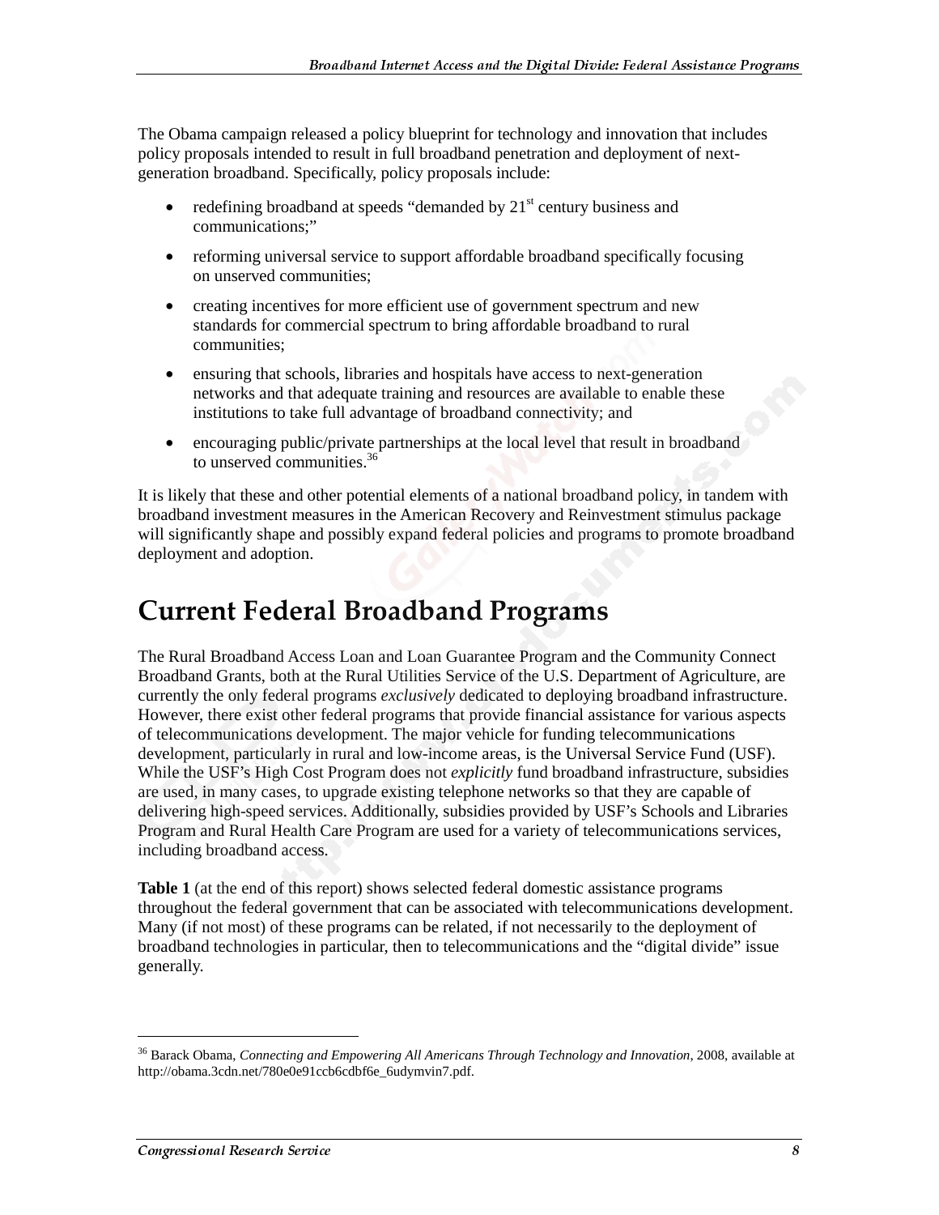The Obama campaign released a policy blueprint for technology and innovation that includes policy proposals intended to result in full broadband penetration and deployment of next-generation broadband. Specifically, policy proposals include:

- redefining broadband at speeds "demanded by 21st century business and communications;"
- reforming universal service to support affordable broadband specifically focusing on unserved communities;
- creating incentives for more efficient use of government spectrum and new standards for commercial spectrum to bring affordable broadband to rural communities;
- ensuring that schools, libraries and hospitals have access to next-generation networks and that adequate training and resources are available to enable these institutions to take full advantage of broadband connectivity; and
- encouraging public/private partnerships at the local level that result in broadband to unserved communities.[36]

It is likely that these and other potential elements of a national broadband policy, in tandem with broadband investment measures in the American Recovery and Reinvestment stimulus package will significantly shape and possibly expand federal policies and programs to promote broadband deployment and adoption.

# Current Federal Broadband Programs

The Rural Broadband Access Loan and Loan Guarantee Program and the Community Connect Broadband Grants, both at the Rural Utilities Service of the U.S. Department of Agriculture, are currently the only federal programs *exclusively* dedicated to deploying broadband infrastructure. However, there exist other federal programs that provide financial assistance for various aspects of telecommunications development. The major vehicle for funding telecommunications development, particularly in rural and low-income areas, is the Universal Service Fund (USF). While the USF's High Cost Program does not *explicitly* fund broadband infrastructure, subsidies are used, in many cases, to upgrade existing telephone networks so that they are capable of delivering high-speed services. Additionally, subsidies provided by USF's Schools and Libraries Program and Rural Health Care Program are used for a variety of telecommunications services, including broadband access.

**Table 1** (at the end of this report) shows selected federal domestic assistance programs throughout the federal government that can be associated with telecommunications development. Many (if not most) of these programs can be related, if not necessarily to the deployment of broadband technologies in particular, then to telecommunications and the "digital divide" issue generally.

---

[36] Barack Obama, *Connecting and Empowering All Americans Through Technology and Innovation*, 2008, available at http://obama.3cdn.net/780e0e91ccb6cdbf6e_6udymvin7.pdf.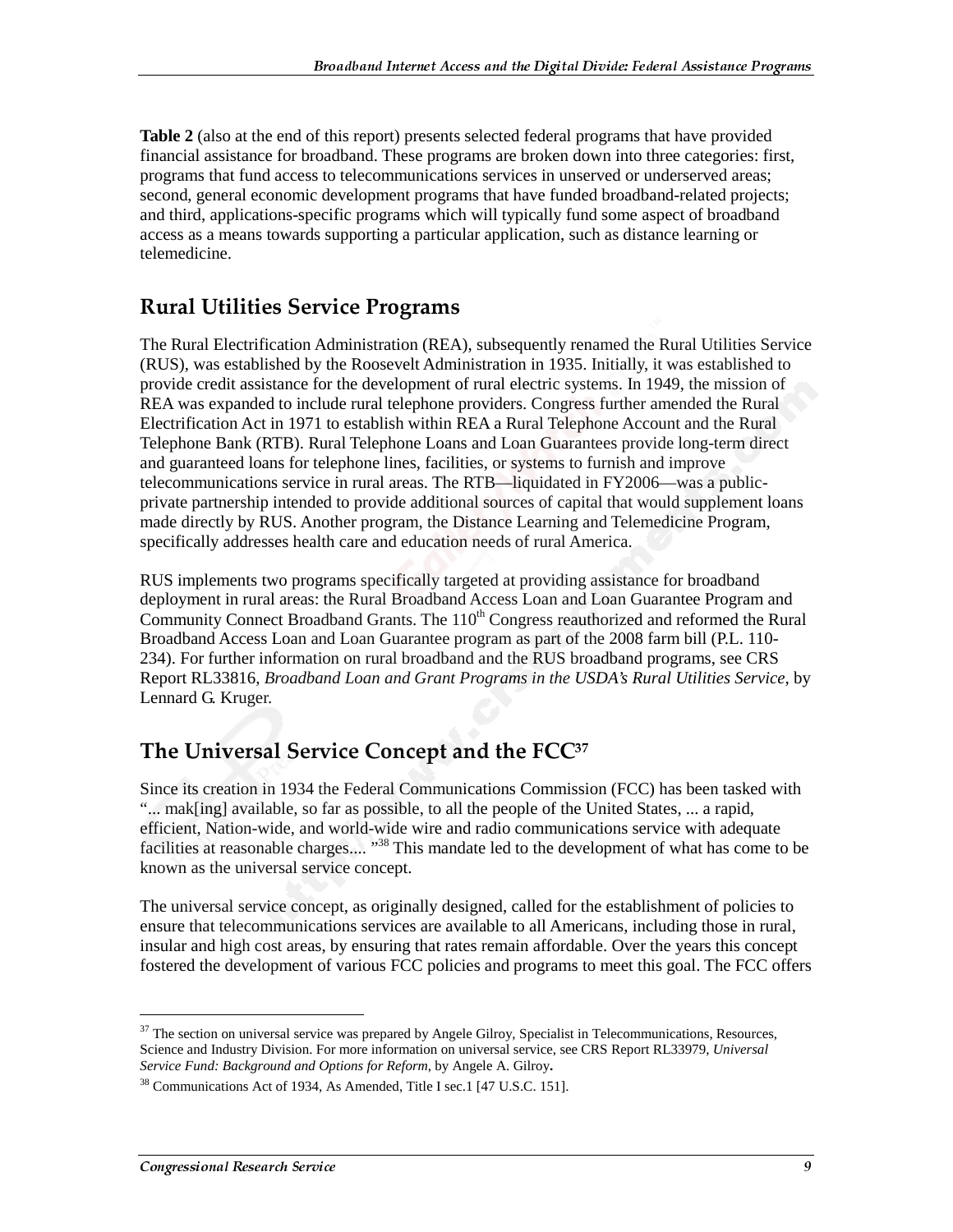**Table 2** (also at the end of this report) presents selected federal programs that have provided financial assistance for broadband. These programs are broken down into three categories: first, programs that fund access to telecommunications services in unserved or underserved areas; second, general economic development programs that have funded broadband-related projects; and third, applications-specific programs which will typically fund some aspect of broadband access as a means towards supporting a particular application, such as distance learning or telemedicine.

## Rural Utilities Service Programs

The Rural Electrification Administration (REA), subsequently renamed the Rural Utilities Service (RUS), was established by the Roosevelt Administration in 1935. Initially, it was established to provide credit assistance for the development of rural electric systems. In 1949, the mission of REA was expanded to include rural telephone providers. Congress further amended the Rural Electrification Act in 1971 to establish within REA a Rural Telephone Account and the Rural Telephone Bank (RTB). Rural Telephone Loans and Loan Guarantees provide long-term direct and guaranteed loans for telephone lines, facilities, or systems to furnish and improve telecommunications service in rural areas. The RTB—liquidated in FY2006—was a public-private partnership intended to provide additional sources of capital that would supplement loans made directly by RUS. Another program, the Distance Learning and Telemedicine Program, specifically addresses health care and education needs of rural America.

RUS implements two programs specifically targeted at providing assistance for broadband deployment in rural areas: the Rural Broadband Access Loan and Loan Guarantee Program and Community Connect Broadband Grants. The 110th Congress reauthorized and reformed the Rural Broadband Access Loan and Loan Guarantee program as part of the 2008 farm bill (P.L. 110-234). For further information on rural broadband and the RUS broadband programs, see CRS Report RL33816, *Broadband Loan and Grant Programs in the USDA's Rural Utilities Service*, by Lennard G. Kruger.

## The Universal Service Concept and the FCC[37]

Since its creation in 1934 the Federal Communications Commission (FCC) has been tasked with "... mak[ing] available, so far as possible, to all the people of the United States, ... a rapid, efficient, Nation-wide, and world-wide wire and radio communications service with adequate facilities at reasonable charges.... "[38] This mandate led to the development of what has come to be known as the universal service concept.

The universal service concept, as originally designed, called for the establishment of policies to ensure that telecommunications services are available to all Americans, including those in rural, insular and high cost areas, by ensuring that rates remain affordable. Over the years this concept fostered the development of various FCC policies and programs to meet this goal. The FCC offers

---

[37] The section on universal service was prepared by Angele Gilroy, Specialist in Telecommunications, Resources, Science and Industry Division. For more information on universal service, see CRS Report RL33979, *Universal Service Fund: Background and Options for Reform*, by Angele A. Gilroy**.**

[38] Communications Act of 1934, As Amended, Title I sec.1 [47 U.S.C. 151].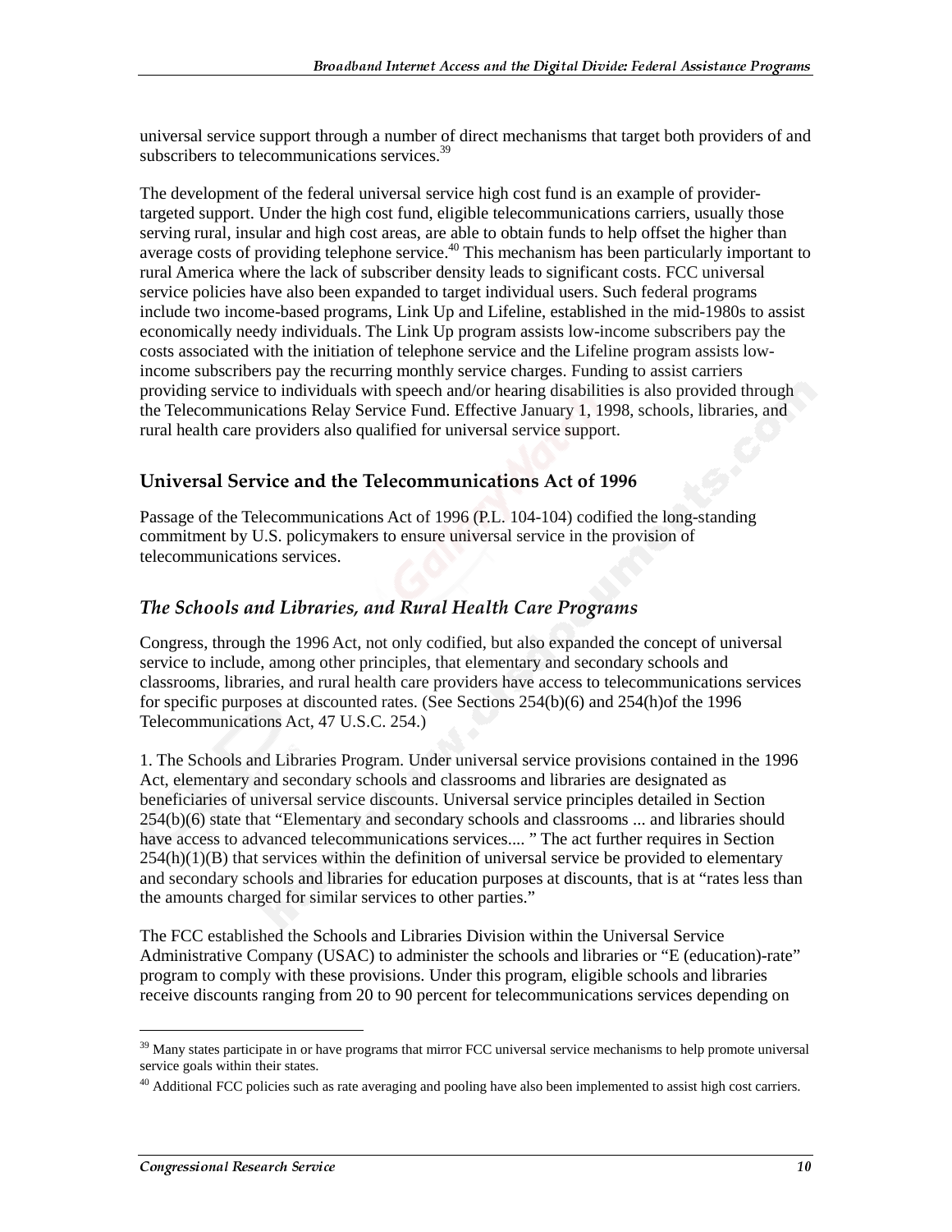universal service support through a number of direct mechanisms that target both providers of and subscribers to telecommunications services.[39]

The development of the federal universal service high cost fund is an example of provider-targeted support. Under the high cost fund, eligible telecommunications carriers, usually those serving rural, insular and high cost areas, are able to obtain funds to help offset the higher than average costs of providing telephone service.[40] This mechanism has been particularly important to rural America where the lack of subscriber density leads to significant costs. FCC universal service policies have also been expanded to target individual users. Such federal programs include two income-based programs, Link Up and Lifeline, established in the mid-1980s to assist economically needy individuals. The Link Up program assists low-income subscribers pay the costs associated with the initiation of telephone service and the Lifeline program assists low-income subscribers pay the recurring monthly service charges. Funding to assist carriers providing service to individuals with speech and/or hearing disabilities is also provided through the Telecommunications Relay Service Fund. Effective January 1, 1998, schools, libraries, and rural health care providers also qualified for universal service support.

## Universal Service and the Telecommunications Act of 1996

Passage of the Telecommunications Act of 1996 (P.L. 104-104) codified the long-standing commitment by U.S. policymakers to ensure universal service in the provision of telecommunications services.

### *The Schools and Libraries, and Rural Health Care Programs*

Congress, through the 1996 Act, not only codified, but also expanded the concept of universal service to include, among other principles, that elementary and secondary schools and classrooms, libraries, and rural health care providers have access to telecommunications services for specific purposes at discounted rates. (See Sections 254(b)(6) and 254(h)of the 1996 Telecommunications Act, 47 U.S.C. 254.)

1. The Schools and Libraries Program. Under universal service provisions contained in the 1996 Act, elementary and secondary schools and classrooms and libraries are designated as beneficiaries of universal service discounts. Universal service principles detailed in Section 254(b)(6) state that "Elementary and secondary schools and classrooms ... and libraries should have access to advanced telecommunications services.... " The act further requires in Section 254(h)(1)(B) that services within the definition of universal service be provided to elementary and secondary schools and libraries for education purposes at discounts, that is at "rates less than the amounts charged for similar services to other parties."

The FCC established the Schools and Libraries Division within the Universal Service Administrative Company (USAC) to administer the schools and libraries or "E (education)-rate" program to comply with these provisions. Under this program, eligible schools and libraries receive discounts ranging from 20 to 90 percent for telecommunications services depending on

[39] Many states participate in or have programs that mirror FCC universal service mechanisms to help promote universal service goals within their states.

[40] Additional FCC policies such as rate averaging and pooling have also been implemented to assist high cost carriers.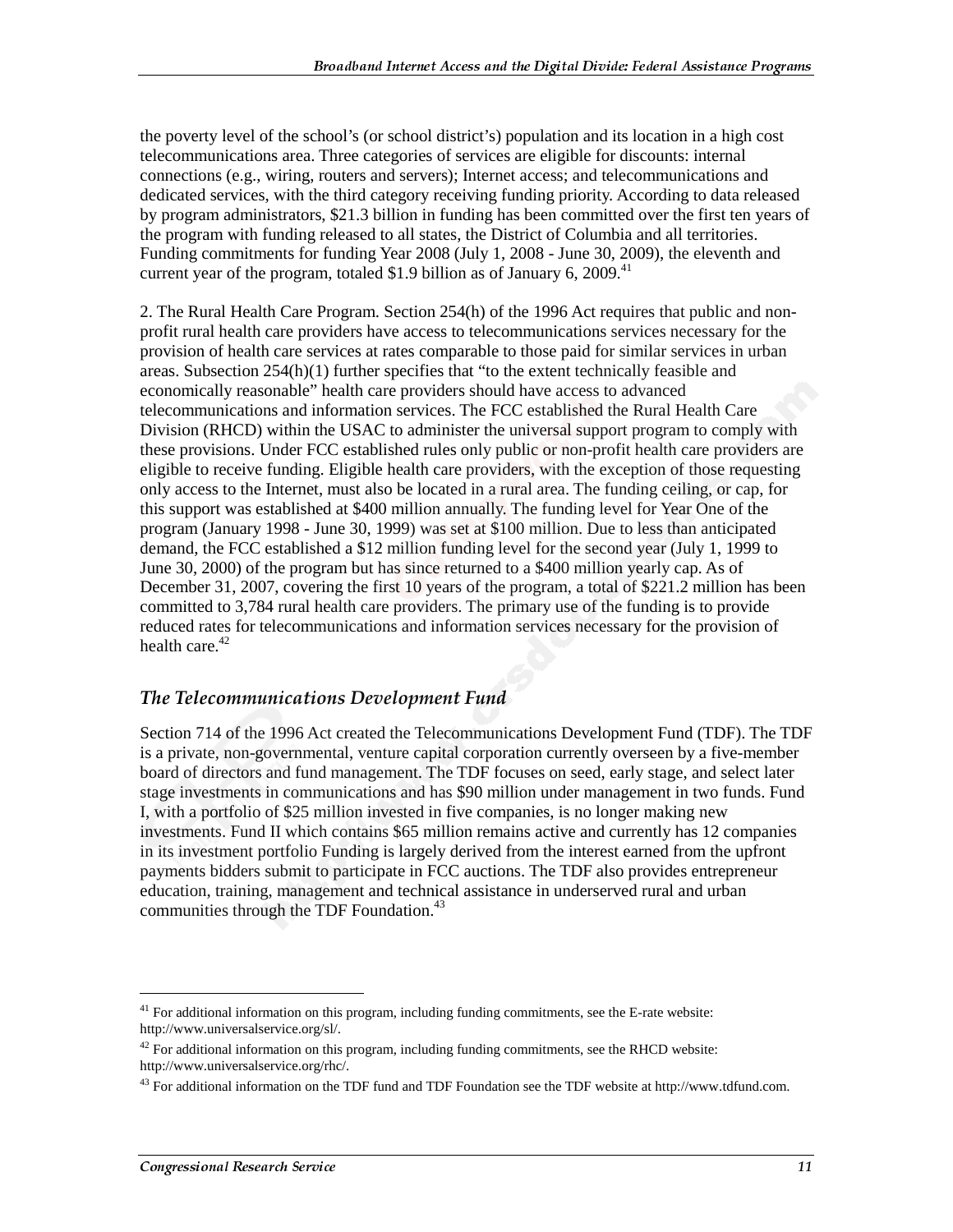the poverty level of the school's (or school district's) population and its location in a high cost telecommunications area. Three categories of services are eligible for discounts: internal connections (e.g., wiring, routers and servers); Internet access; and telecommunications and dedicated services, with the third category receiving funding priority. According to data released by program administrators, \$21.3 billion in funding has been committed over the first ten years of the program with funding released to all states, the District of Columbia and all territories. Funding commitments for funding Year 2008 (July 1, 2008 - June 30, 2009), the eleventh and current year of the program, totaled \$1.9 billion as of January 6, 2009.[41]

2. The Rural Health Care Program. Section 254(h) of the 1996 Act requires that public and non-profit rural health care providers have access to telecommunications services necessary for the provision of health care services at rates comparable to those paid for similar services in urban areas. Subsection 254(h)(1) further specifies that "to the extent technically feasible and economically reasonable" health care providers should have access to advanced telecommunications and information services. The FCC established the Rural Health Care Division (RHCD) within the USAC to administer the universal support program to comply with these provisions. Under FCC established rules only public or non-profit health care providers are eligible to receive funding. Eligible health care providers, with the exception of those requesting only access to the Internet, must also be located in a rural area. The funding ceiling, or cap, for this support was established at \$400 million annually. The funding level for Year One of the program (January 1998 - June 30, 1999) was set at \$100 million. Due to less than anticipated demand, the FCC established a \$12 million funding level for the second year (July 1, 1999 to June 30, 2000) of the program but has since returned to a \$400 million yearly cap. As of December 31, 2007, covering the first 10 years of the program, a total of \$221.2 million has been committed to 3,784 rural health care providers. The primary use of the funding is to provide reduced rates for telecommunications and information services necessary for the provision of health care.[42]

### *The Telecommunications Development Fund*

Section 714 of the 1996 Act created the Telecommunications Development Fund (TDF). The TDF is a private, non-governmental, venture capital corporation currently overseen by a five-member board of directors and fund management. The TDF focuses on seed, early stage, and select later stage investments in communications and has \$90 million under management in two funds. Fund I, with a portfolio of \$25 million invested in five companies, is no longer making new investments. Fund II which contains \$65 million remains active and currently has 12 companies in its investment portfolio Funding is largely derived from the interest earned from the upfront payments bidders submit to participate in FCC auctions. The TDF also provides entrepreneur education, training, management and technical assistance in underserved rural and urban communities through the TDF Foundation.[43]

---

[41] For additional information on this program, including funding commitments, see the E-rate website: http://www.universalservice.org/sl/.

[42] For additional information on this program, including funding commitments, see the RHCD website: http://www.universalservice.org/rhc/.

[43] For additional information on the TDF fund and TDF Foundation see the TDF website at http://www.tdfund.com.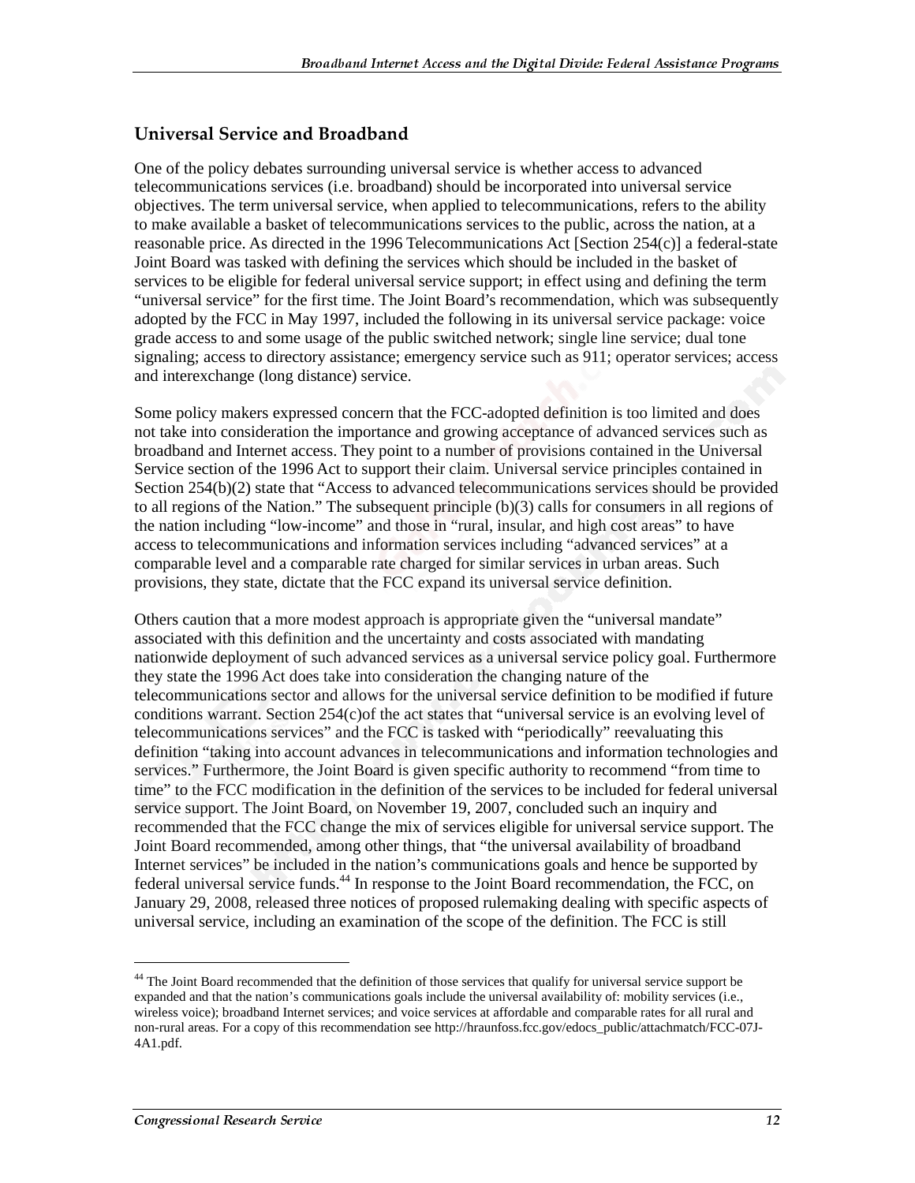## Universal Service and Broadband

One of the policy debates surrounding universal service is whether access to advanced telecommunications services (i.e. broadband) should be incorporated into universal service objectives. The term universal service, when applied to telecommunications, refers to the ability to make available a basket of telecommunications services to the public, across the nation, at a reasonable price. As directed in the 1996 Telecommunications Act [Section 254(c)] a federal-state Joint Board was tasked with defining the services which should be included in the basket of services to be eligible for federal universal service support; in effect using and defining the term "universal service" for the first time. The Joint Board's recommendation, which was subsequently adopted by the FCC in May 1997, included the following in its universal service package: voice grade access to and some usage of the public switched network; single line service; dual tone signaling; access to directory assistance; emergency service such as 911; operator services; access and interexchange (long distance) service.

Some policy makers expressed concern that the FCC-adopted definition is too limited and does not take into consideration the importance and growing acceptance of advanced services such as broadband and Internet access. They point to a number of provisions contained in the Universal Service section of the 1996 Act to support their claim. Universal service principles contained in Section 254(b)(2) state that "Access to advanced telecommunications services should be provided to all regions of the Nation." The subsequent principle (b)(3) calls for consumers in all regions of the nation including "low-income" and those in "rural, insular, and high cost areas" to have access to telecommunications and information services including "advanced services" at a comparable level and a comparable rate charged for similar services in urban areas. Such provisions, they state, dictate that the FCC expand its universal service definition.

Others caution that a more modest approach is appropriate given the "universal mandate" associated with this definition and the uncertainty and costs associated with mandating nationwide deployment of such advanced services as a universal service policy goal. Furthermore they state the 1996 Act does take into consideration the changing nature of the telecommunications sector and allows for the universal service definition to be modified if future conditions warrant. Section 254(c)of the act states that "universal service is an evolving level of telecommunications services" and the FCC is tasked with "periodically" reevaluating this definition "taking into account advances in telecommunications and information technologies and services." Furthermore, the Joint Board is given specific authority to recommend "from time to time" to the FCC modification in the definition of the services to be included for federal universal service support. The Joint Board, on November 19, 2007, concluded such an inquiry and recommended that the FCC change the mix of services eligible for universal service support. The Joint Board recommended, among other things, that "the universal availability of broadband Internet services" be included in the nation's communications goals and hence be supported by federal universal service funds.[44] In response to the Joint Board recommendation, the FCC, on January 29, 2008, released three notices of proposed rulemaking dealing with specific aspects of universal service, including an examination of the scope of the definition. The FCC is still

[44] The Joint Board recommended that the definition of those services that qualify for universal service support be expanded and that the nation's communications goals include the universal availability of: mobility services (i.e., wireless voice); broadband Internet services; and voice services at affordable and comparable rates for all rural and non-rural areas. For a copy of this recommendation see http://hraunfoss.fcc.gov/edocs_public/attachmatch/FCC-07J-4A1.pdf.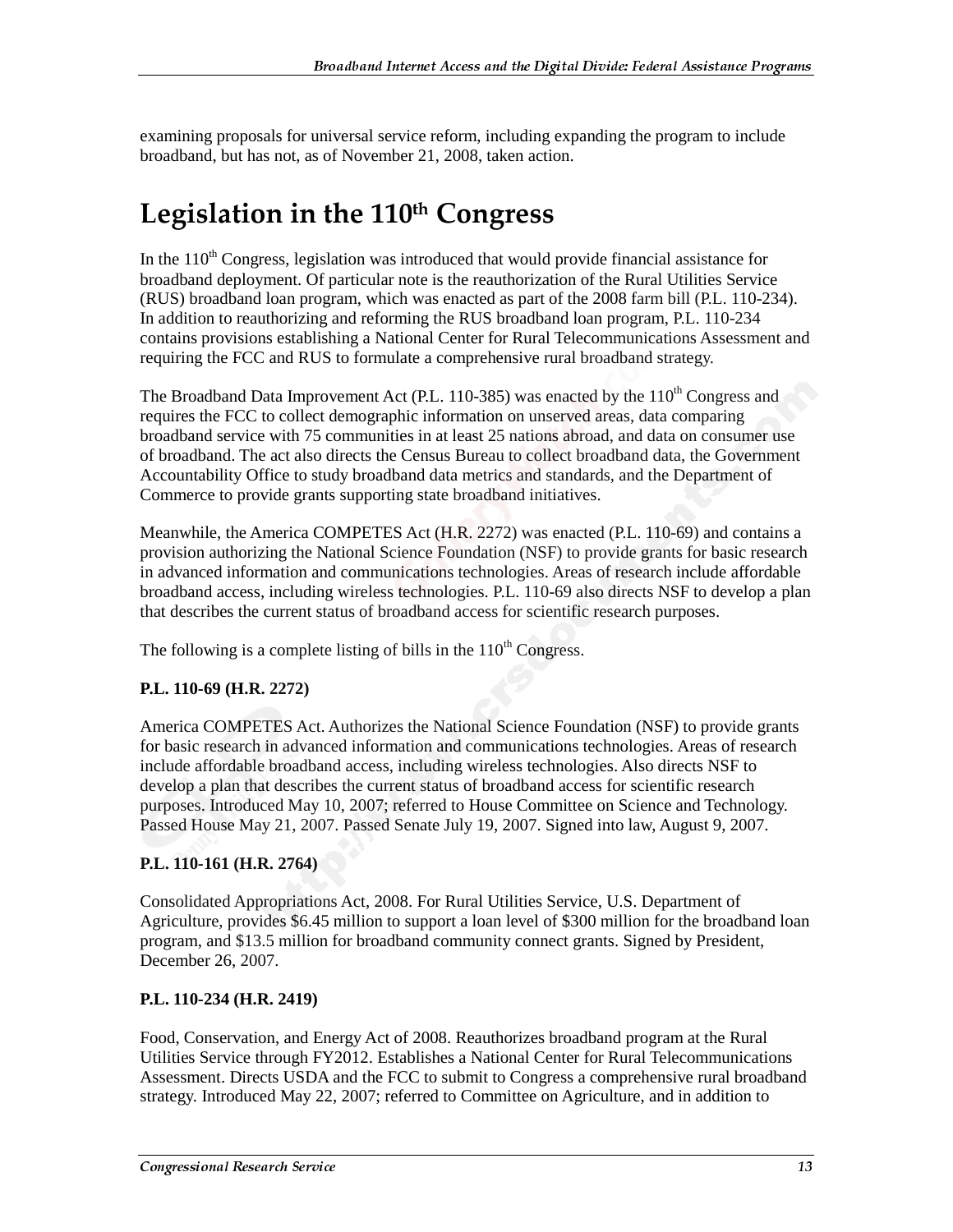examining proposals for universal service reform, including expanding the program to include broadband, but has not, as of November 21, 2008, taken action.

# Legislation in the 110th Congress

In the 110th Congress, legislation was introduced that would provide financial assistance for broadband deployment. Of particular note is the reauthorization of the Rural Utilities Service (RUS) broadband loan program, which was enacted as part of the 2008 farm bill (P.L. 110-234). In addition to reauthorizing and reforming the RUS broadband loan program, P.L. 110-234 contains provisions establishing a National Center for Rural Telecommunications Assessment and requiring the FCC and RUS to formulate a comprehensive rural broadband strategy.

The Broadband Data Improvement Act (P.L. 110-385) was enacted by the 110th Congress and requires the FCC to collect demographic information on unserved areas, data comparing broadband service with 75 communities in at least 25 nations abroad, and data on consumer use of broadband. The act also directs the Census Bureau to collect broadband data, the Government Accountability Office to study broadband data metrics and standards, and the Department of Commerce to provide grants supporting state broadband initiatives.

Meanwhile, the America COMPETES Act (H.R. 2272) was enacted (P.L. 110-69) and contains a provision authorizing the National Science Foundation (NSF) to provide grants for basic research in advanced information and communications technologies. Areas of research include affordable broadband access, including wireless technologies. P.L. 110-69 also directs NSF to develop a plan that describes the current status of broadband access for scientific research purposes.

The following is a complete listing of bills in the 110th Congress.

**P.L. 110-69 (H.R. 2272)**

America COMPETES Act. Authorizes the National Science Foundation (NSF) to provide grants for basic research in advanced information and communications technologies. Areas of research include affordable broadband access, including wireless technologies. Also directs NSF to develop a plan that describes the current status of broadband access for scientific research purposes. Introduced May 10, 2007; referred to House Committee on Science and Technology. Passed House May 21, 2007. Passed Senate July 19, 2007. Signed into law, August 9, 2007.

**P.L. 110-161 (H.R. 2764)**

Consolidated Appropriations Act, 2008. For Rural Utilities Service, U.S. Department of Agriculture, provides $6.45 million to support a loan level of $300 million for the broadband loan program, and $13.5 million for broadband community connect grants. Signed by President, December 26, 2007.

**P.L. 110-234 (H.R. 2419)**

Food, Conservation, and Energy Act of 2008. Reauthorizes broadband program at the Rural Utilities Service through FY2012. Establishes a National Center for Rural Telecommunications Assessment. Directs USDA and the FCC to submit to Congress a comprehensive rural broadband strategy. Introduced May 22, 2007; referred to Committee on Agriculture, and in addition to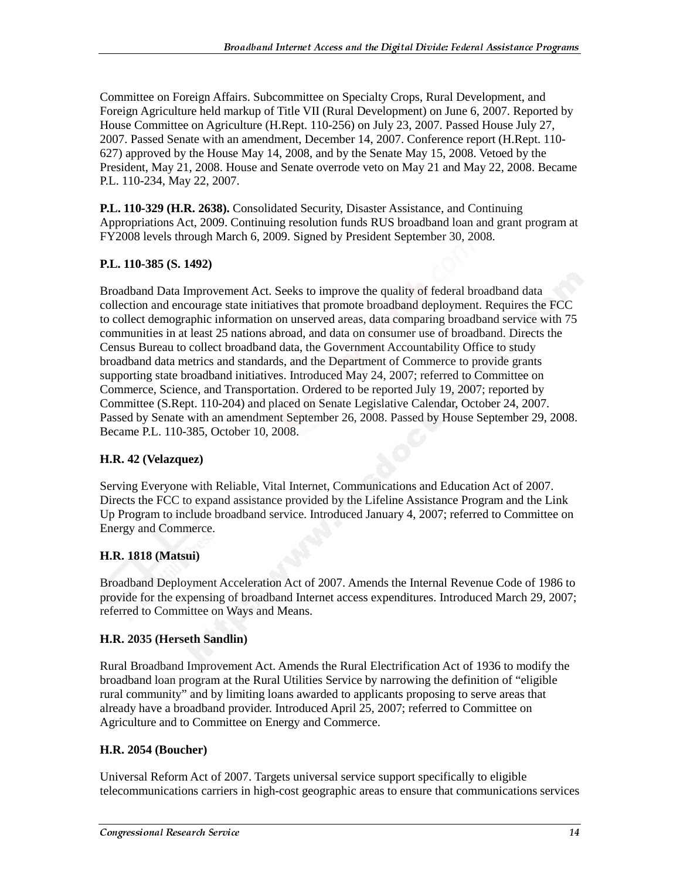Committee on Foreign Affairs. Subcommittee on Specialty Crops, Rural Development, and Foreign Agriculture held markup of Title VII (Rural Development) on June 6, 2007. Reported by House Committee on Agriculture (H.Rept. 110-256) on July 23, 2007. Passed House July 27, 2007. Passed Senate with an amendment, December 14, 2007. Conference report (H.Rept. 110-627) approved by the House May 14, 2008, and by the Senate May 15, 2008. Vetoed by the President, May 21, 2008. House and Senate overrode veto on May 21 and May 22, 2008. Became P.L. 110-234, May 22, 2007.

**P.L. 110-329 (H.R. 2638).** Consolidated Security, Disaster Assistance, and Continuing Appropriations Act, 2009. Continuing resolution funds RUS broadband loan and grant program at FY2008 levels through March 6, 2009. Signed by President September 30, 2008.

**P.L. 110-385 (S. 1492)**

Broadband Data Improvement Act. Seeks to improve the quality of federal broadband data collection and encourage state initiatives that promote broadband deployment. Requires the FCC to collect demographic information on unserved areas, data comparing broadband service with 75 communities in at least 25 nations abroad, and data on consumer use of broadband. Directs the Census Bureau to collect broadband data, the Government Accountability Office to study broadband data metrics and standards, and the Department of Commerce to provide grants supporting state broadband initiatives. Introduced May 24, 2007; referred to Committee on Commerce, Science, and Transportation. Ordered to be reported July 19, 2007; reported by Committee (S.Rept. 110-204) and placed on Senate Legislative Calendar, October 24, 2007. Passed by Senate with an amendment September 26, 2008. Passed by House September 29, 2008. Became P.L. 110-385, October 10, 2008.

**H.R. 42 (Velazquez)**

Serving Everyone with Reliable, Vital Internet, Communications and Education Act of 2007. Directs the FCC to expand assistance provided by the Lifeline Assistance Program and the Link Up Program to include broadband service. Introduced January 4, 2007; referred to Committee on Energy and Commerce.

**H.R. 1818 (Matsui)**

Broadband Deployment Acceleration Act of 2007. Amends the Internal Revenue Code of 1986 to provide for the expensing of broadband Internet access expenditures. Introduced March 29, 2007; referred to Committee on Ways and Means.

**H.R. 2035 (Herseth Sandlin)**

Rural Broadband Improvement Act. Amends the Rural Electrification Act of 1936 to modify the broadband loan program at the Rural Utilities Service by narrowing the definition of "eligible rural community" and by limiting loans awarded to applicants proposing to serve areas that already have a broadband provider. Introduced April 25, 2007; referred to Committee on Agriculture and to Committee on Energy and Commerce.

**H.R. 2054 (Boucher)**

Universal Reform Act of 2007. Targets universal service support specifically to eligible telecommunications carriers in high-cost geographic areas to ensure that communications services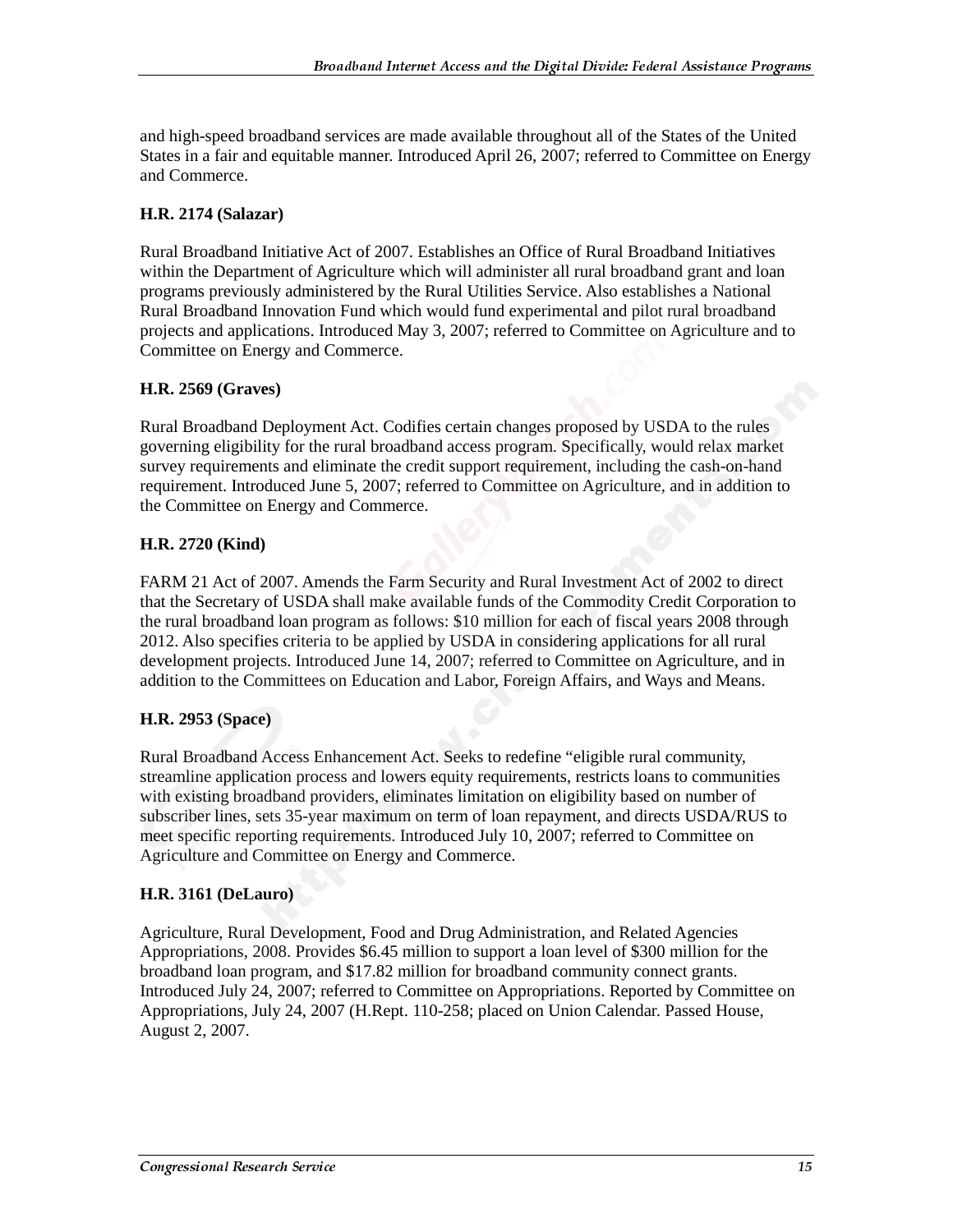and high-speed broadband services are made available throughout all of the States of the United States in a fair and equitable manner. Introduced April 26, 2007; referred to Committee on Energy and Commerce.

**H.R. 2174 (Salazar)**

Rural Broadband Initiative Act of 2007. Establishes an Office of Rural Broadband Initiatives within the Department of Agriculture which will administer all rural broadband grant and loan programs previously administered by the Rural Utilities Service. Also establishes a National Rural Broadband Innovation Fund which would fund experimental and pilot rural broadband projects and applications. Introduced May 3, 2007; referred to Committee on Agriculture and to Committee on Energy and Commerce.

**H.R. 2569 (Graves)**

Rural Broadband Deployment Act. Codifies certain changes proposed by USDA to the rules governing eligibility for the rural broadband access program. Specifically, would relax market survey requirements and eliminate the credit support requirement, including the cash-on-hand requirement. Introduced June 5, 2007; referred to Committee on Agriculture, and in addition to the Committee on Energy and Commerce.

**H.R. 2720 (Kind)**

FARM 21 Act of 2007. Amends the Farm Security and Rural Investment Act of 2002 to direct that the Secretary of USDA shall make available funds of the Commodity Credit Corporation to the rural broadband loan program as follows: $10 million for each of fiscal years 2008 through 2012. Also specifies criteria to be applied by USDA in considering applications for all rural development projects. Introduced June 14, 2007; referred to Committee on Agriculture, and in addition to the Committees on Education and Labor, Foreign Affairs, and Ways and Means.

**H.R. 2953 (Space)**

Rural Broadband Access Enhancement Act. Seeks to redefine "eligible rural community, streamline application process and lowers equity requirements, restricts loans to communities with existing broadband providers, eliminates limitation on eligibility based on number of subscriber lines, sets 35-year maximum on term of loan repayment, and directs USDA/RUS to meet specific reporting requirements. Introduced July 10, 2007; referred to Committee on Agriculture and Committee on Energy and Commerce.

**H.R. 3161 (DeLauro)**

Agriculture, Rural Development, Food and Drug Administration, and Related Agencies Appropriations, 2008. Provides $6.45 million to support a loan level of $300 million for the broadband loan program, and $17.82 million for broadband community connect grants. Introduced July 24, 2007; referred to Committee on Appropriations. Reported by Committee on Appropriations, July 24, 2007 (H.Rept. 110-258; placed on Union Calendar. Passed House, August 2, 2007.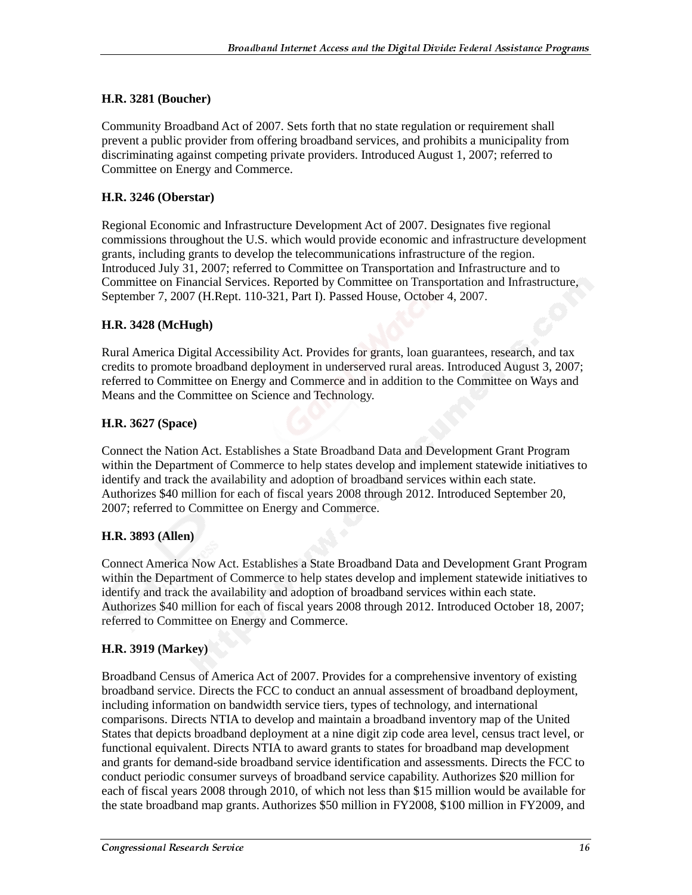**H.R. 3281 (Boucher)**

Community Broadband Act of 2007. Sets forth that no state regulation or requirement shall prevent a public provider from offering broadband services, and prohibits a municipality from discriminating against competing private providers. Introduced August 1, 2007; referred to Committee on Energy and Commerce.

**H.R. 3246 (Oberstar)**

Regional Economic and Infrastructure Development Act of 2007. Designates five regional commissions throughout the U.S. which would provide economic and infrastructure development grants, including grants to develop the telecommunications infrastructure of the region. Introduced July 31, 2007; referred to Committee on Transportation and Infrastructure and to Committee on Financial Services. Reported by Committee on Transportation and Infrastructure, September 7, 2007 (H.Rept. 110-321, Part I). Passed House, October 4, 2007.

**H.R. 3428 (McHugh)**

Rural America Digital Accessibility Act. Provides for grants, loan guarantees, research, and tax credits to promote broadband deployment in underserved rural areas. Introduced August 3, 2007; referred to Committee on Energy and Commerce and in addition to the Committee on Ways and Means and the Committee on Science and Technology.

**H.R. 3627 (Space)**

Connect the Nation Act. Establishes a State Broadband Data and Development Grant Program within the Department of Commerce to help states develop and implement statewide initiatives to identify and track the availability and adoption of broadband services within each state. Authorizes $40 million for each of fiscal years 2008 through 2012. Introduced September 20, 2007; referred to Committee on Energy and Commerce.

**H.R. 3893 (Allen)**

Connect America Now Act. Establishes a State Broadband Data and Development Grant Program within the Department of Commerce to help states develop and implement statewide initiatives to identify and track the availability and adoption of broadband services within each state. Authorizes $40 million for each of fiscal years 2008 through 2012. Introduced October 18, 2007; referred to Committee on Energy and Commerce.

**H.R. 3919 (Markey)**

Broadband Census of America Act of 2007. Provides for a comprehensive inventory of existing broadband service. Directs the FCC to conduct an annual assessment of broadband deployment, including information on bandwidth service tiers, types of technology, and international comparisons. Directs NTIA to develop and maintain a broadband inventory map of the United States that depicts broadband deployment at a nine digit zip code area level, census tract level, or functional equivalent. Directs NTIA to award grants to states for broadband map development and grants for demand-side broadband service identification and assessments. Directs the FCC to conduct periodic consumer surveys of broadband service capability. Authorizes $20 million for each of fiscal years 2008 through 2010, of which not less than $15 million would be available for the state broadband map grants. Authorizes $50 million in FY2008, $100 million in FY2009, and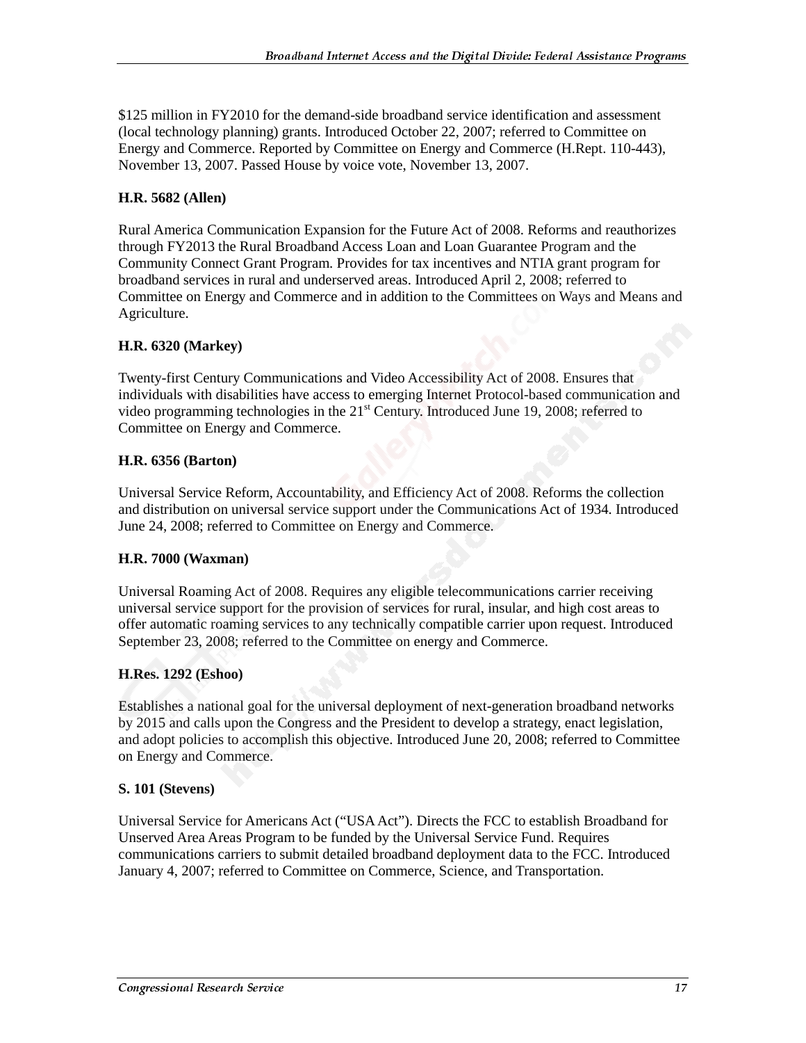$125 million in FY2010 for the demand-side broadband service identification and assessment (local technology planning) grants. Introduced October 22, 2007; referred to Committee on Energy and Commerce. Reported by Committee on Energy and Commerce (H.Rept. 110-443), November 13, 2007. Passed House by voice vote, November 13, 2007.

**H.R. 5682 (Allen)**

Rural America Communication Expansion for the Future Act of 2008. Reforms and reauthorizes through FY2013 the Rural Broadband Access Loan and Loan Guarantee Program and the Community Connect Grant Program. Provides for tax incentives and NTIA grant program for broadband services in rural and underserved areas. Introduced April 2, 2008; referred to Committee on Energy and Commerce and in addition to the Committees on Ways and Means and Agriculture.

**H.R. 6320 (Markey)**

Twenty-first Century Communications and Video Accessibility Act of 2008. Ensures that individuals with disabilities have access to emerging Internet Protocol-based communication and video programming technologies in the 21st Century. Introduced June 19, 2008; referred to Committee on Energy and Commerce.

**H.R. 6356 (Barton)**

Universal Service Reform, Accountability, and Efficiency Act of 2008. Reforms the collection and distribution on universal service support under the Communications Act of 1934. Introduced June 24, 2008; referred to Committee on Energy and Commerce.

**H.R. 7000 (Waxman)**

Universal Roaming Act of 2008. Requires any eligible telecommunications carrier receiving universal service support for the provision of services for rural, insular, and high cost areas to offer automatic roaming services to any technically compatible carrier upon request. Introduced September 23, 2008; referred to the Committee on energy and Commerce.

**H.Res. 1292 (Eshoo)**

Establishes a national goal for the universal deployment of next-generation broadband networks by 2015 and calls upon the Congress and the President to develop a strategy, enact legislation, and adopt policies to accomplish this objective. Introduced June 20, 2008; referred to Committee on Energy and Commerce.

**S. 101 (Stevens)**

Universal Service for Americans Act ("USA Act"). Directs the FCC to establish Broadband for Unserved Area Areas Program to be funded by the Universal Service Fund. Requires communications carriers to submit detailed broadband deployment data to the FCC. Introduced January 4, 2007; referred to Committee on Commerce, Science, and Transportation.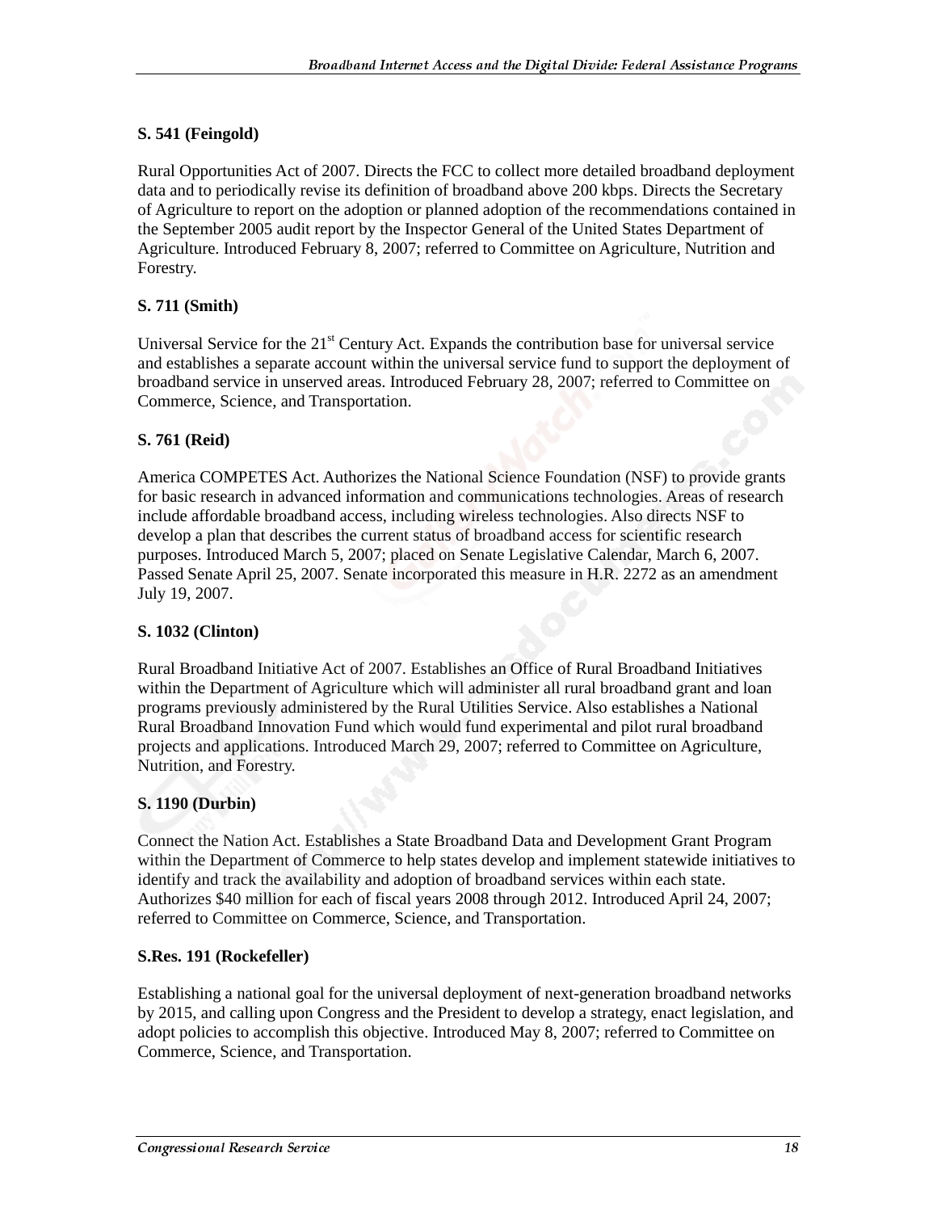**S. 541 (Feingold)**

Rural Opportunities Act of 2007. Directs the FCC to collect more detailed broadband deployment data and to periodically revise its definition of broadband above 200 kbps. Directs the Secretary of Agriculture to report on the adoption or planned adoption of the recommendations contained in the September 2005 audit report by the Inspector General of the United States Department of Agriculture. Introduced February 8, 2007; referred to Committee on Agriculture, Nutrition and Forestry.

**S. 711 (Smith)**

Universal Service for the 21st Century Act. Expands the contribution base for universal service and establishes a separate account within the universal service fund to support the deployment of broadband service in unserved areas. Introduced February 28, 2007; referred to Committee on Commerce, Science, and Transportation.

**S. 761 (Reid)**

America COMPETES Act. Authorizes the National Science Foundation (NSF) to provide grants for basic research in advanced information and communications technologies. Areas of research include affordable broadband access, including wireless technologies. Also directs NSF to develop a plan that describes the current status of broadband access for scientific research purposes. Introduced March 5, 2007; placed on Senate Legislative Calendar, March 6, 2007. Passed Senate April 25, 2007. Senate incorporated this measure in H.R. 2272 as an amendment July 19, 2007.

**S. 1032 (Clinton)**

Rural Broadband Initiative Act of 2007. Establishes an Office of Rural Broadband Initiatives within the Department of Agriculture which will administer all rural broadband grant and loan programs previously administered by the Rural Utilities Service. Also establishes a National Rural Broadband Innovation Fund which would fund experimental and pilot rural broadband projects and applications. Introduced March 29, 2007; referred to Committee on Agriculture, Nutrition, and Forestry.

**S. 1190 (Durbin)**

Connect the Nation Act. Establishes a State Broadband Data and Development Grant Program within the Department of Commerce to help states develop and implement statewide initiatives to identify and track the availability and adoption of broadband services within each state. Authorizes $40 million for each of fiscal years 2008 through 2012. Introduced April 24, 2007; referred to Committee on Commerce, Science, and Transportation.

**S.Res. 191 (Rockefeller)**

Establishing a national goal for the universal deployment of next-generation broadband networks by 2015, and calling upon Congress and the President to develop a strategy, enact legislation, and adopt policies to accomplish this objective. Introduced May 8, 2007; referred to Committee on Commerce, Science, and Transportation.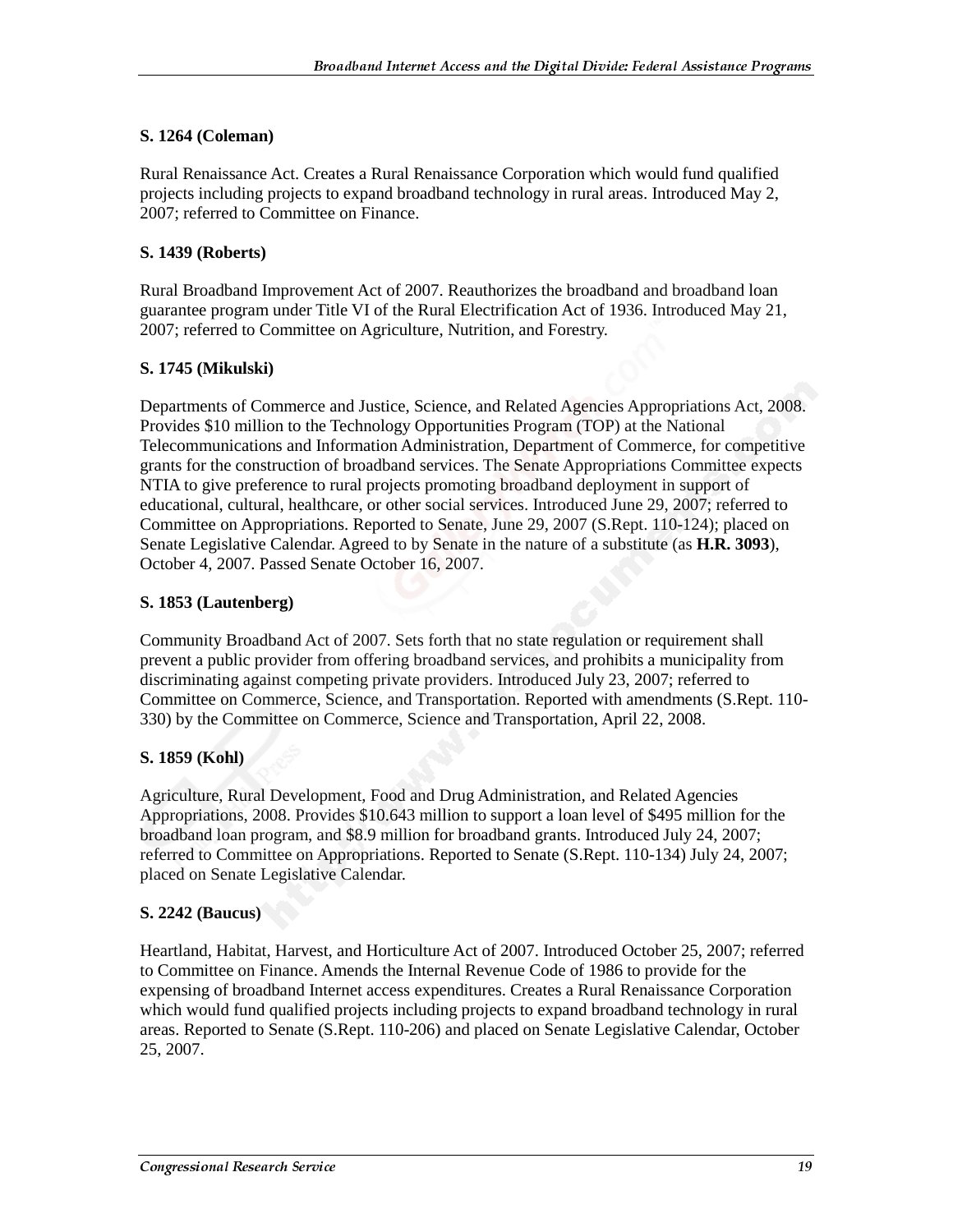**S. 1264 (Coleman)**

Rural Renaissance Act. Creates a Rural Renaissance Corporation which would fund qualified projects including projects to expand broadband technology in rural areas. Introduced May 2, 2007; referred to Committee on Finance.

**S. 1439 (Roberts)**

Rural Broadband Improvement Act of 2007. Reauthorizes the broadband and broadband loan guarantee program under Title VI of the Rural Electrification Act of 1936. Introduced May 21, 2007; referred to Committee on Agriculture, Nutrition, and Forestry.

**S. 1745 (Mikulski)**

Departments of Commerce and Justice, Science, and Related Agencies Appropriations Act, 2008. Provides $10 million to the Technology Opportunities Program (TOP) at the National Telecommunications and Information Administration, Department of Commerce, for competitive grants for the construction of broadband services. The Senate Appropriations Committee expects NTIA to give preference to rural projects promoting broadband deployment in support of educational, cultural, healthcare, or other social services. Introduced June 29, 2007; referred to Committee on Appropriations. Reported to Senate, June 29, 2007 (S.Rept. 110-124); placed on Senate Legislative Calendar. Agreed to by Senate in the nature of a substitute (as **H.R. 3093**), October 4, 2007. Passed Senate October 16, 2007.

**S. 1853 (Lautenberg)**

Community Broadband Act of 2007. Sets forth that no state regulation or requirement shall prevent a public provider from offering broadband services, and prohibits a municipality from discriminating against competing private providers. Introduced July 23, 2007; referred to Committee on Commerce, Science, and Transportation. Reported with amendments (S.Rept. 110-330) by the Committee on Commerce, Science and Transportation, April 22, 2008.

**S. 1859 (Kohl)**

Agriculture, Rural Development, Food and Drug Administration, and Related Agencies Appropriations, 2008. Provides $10.643 million to support a loan level of $495 million for the broadband loan program, and $8.9 million for broadband grants. Introduced July 24, 2007; referred to Committee on Appropriations. Reported to Senate (S.Rept. 110-134) July 24, 2007; placed on Senate Legislative Calendar.

**S. 2242 (Baucus)**

Heartland, Habitat, Harvest, and Horticulture Act of 2007. Introduced October 25, 2007; referred to Committee on Finance. Amends the Internal Revenue Code of 1986 to provide for the expensing of broadband Internet access expenditures. Creates a Rural Renaissance Corporation which would fund qualified projects including projects to expand broadband technology in rural areas. Reported to Senate (S.Rept. 110-206) and placed on Senate Legislative Calendar, October 25, 2007.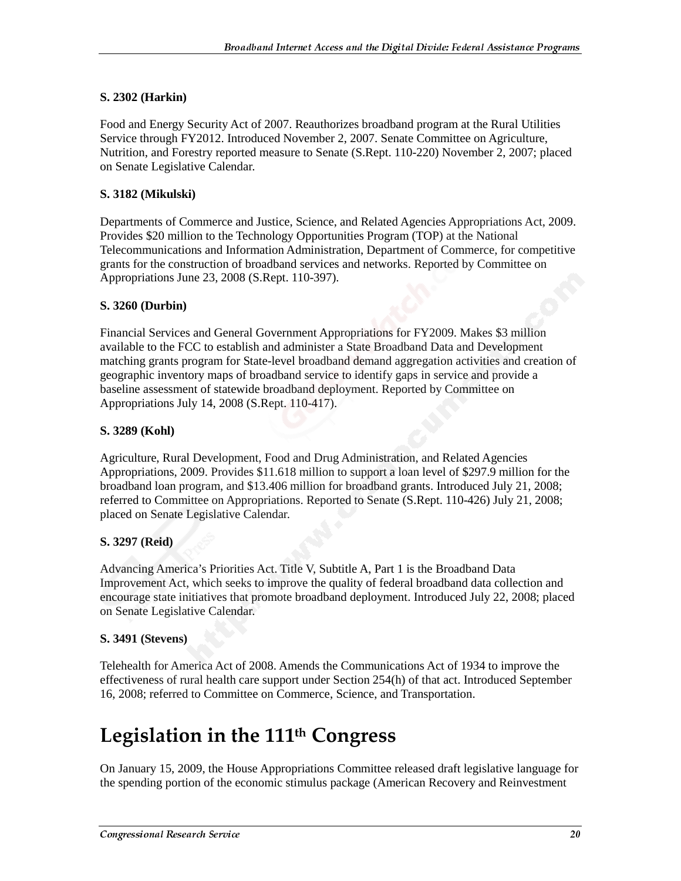**S. 2302 (Harkin)**

Food and Energy Security Act of 2007. Reauthorizes broadband program at the Rural Utilities Service through FY2012. Introduced November 2, 2007. Senate Committee on Agriculture, Nutrition, and Forestry reported measure to Senate (S.Rept. 110-220) November 2, 2007; placed on Senate Legislative Calendar.

**S. 3182 (Mikulski)**

Departments of Commerce and Justice, Science, and Related Agencies Appropriations Act, 2009. Provides $20 million to the Technology Opportunities Program (TOP) at the National Telecommunications and Information Administration, Department of Commerce, for competitive grants for the construction of broadband services and networks. Reported by Committee on Appropriations June 23, 2008 (S.Rept. 110-397).

**S. 3260 (Durbin)**

Financial Services and General Government Appropriations for FY2009. Makes $3 million available to the FCC to establish and administer a State Broadband Data and Development matching grants program for State-level broadband demand aggregation activities and creation of geographic inventory maps of broadband service to identify gaps in service and provide a baseline assessment of statewide broadband deployment. Reported by Committee on Appropriations July 14, 2008 (S.Rept. 110-417).

**S. 3289 (Kohl)**

Agriculture, Rural Development, Food and Drug Administration, and Related Agencies Appropriations, 2009. Provides $11.618 million to support a loan level of $297.9 million for the broadband loan program, and $13.406 million for broadband grants. Introduced July 21, 2008; referred to Committee on Appropriations. Reported to Senate (S.Rept. 110-426) July 21, 2008; placed on Senate Legislative Calendar.

**S. 3297 (Reid)**

Advancing America's Priorities Act. Title V, Subtitle A, Part 1 is the Broadband Data Improvement Act, which seeks to improve the quality of federal broadband data collection and encourage state initiatives that promote broadband deployment. Introduced July 22, 2008; placed on Senate Legislative Calendar.

**S. 3491 (Stevens)**

Telehealth for America Act of 2008. Amends the Communications Act of 1934 to improve the effectiveness of rural health care support under Section 254(h) of that act. Introduced September 16, 2008; referred to Committee on Commerce, Science, and Transportation.

# Legislation in the 111th Congress

On January 15, 2009, the House Appropriations Committee released draft legislative language for the spending portion of the economic stimulus package (American Recovery and Reinvestment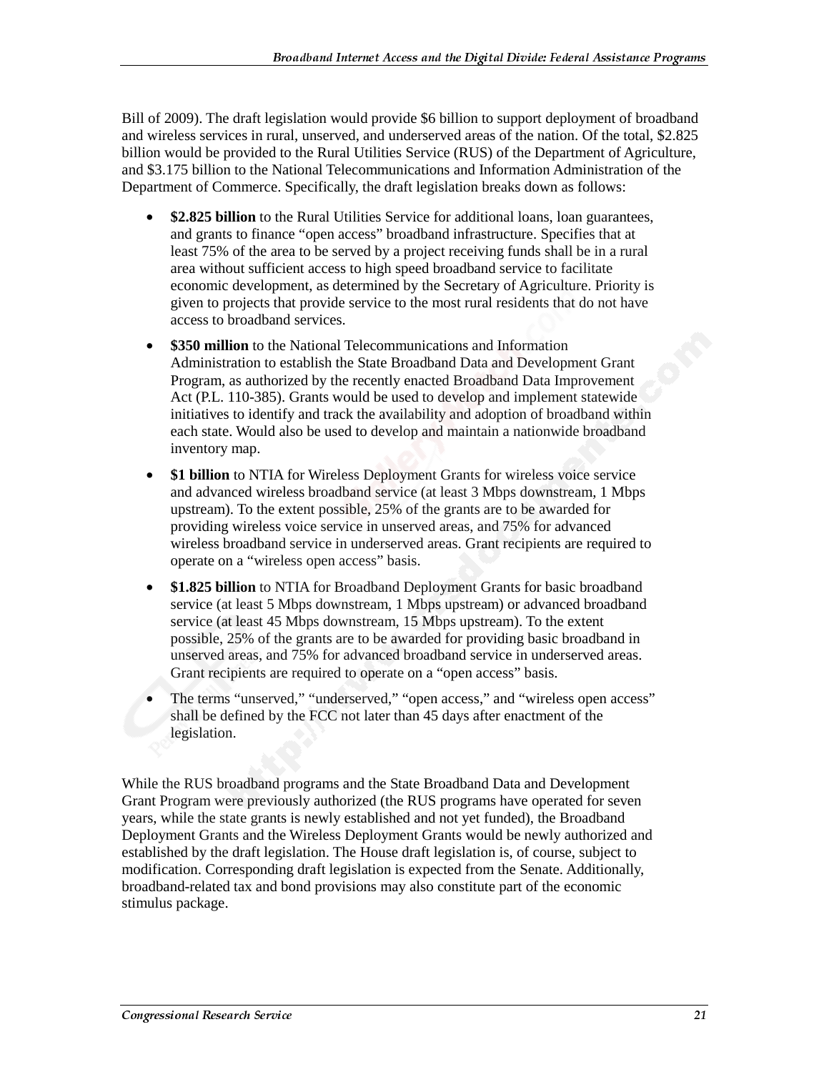Bill of 2009). The draft legislation would provide $6 billion to support deployment of broadband and wireless services in rural, unserved, and underserved areas of the nation. Of the total, $2.825 billion would be provided to the Rural Utilities Service (RUS) of the Department of Agriculture, and $3.175 billion to the National Telecommunications and Information Administration of the Department of Commerce. Specifically, the draft legislation breaks down as follows:

- **$2.825 billion** to the Rural Utilities Service for additional loans, loan guarantees, and grants to finance "open access" broadband infrastructure. Specifies that at least 75% of the area to be served by a project receiving funds shall be in a rural area without sufficient access to high speed broadband service to facilitate economic development, as determined by the Secretary of Agriculture. Priority is given to projects that provide service to the most rural residents that do not have access to broadband services.
- **$350 million** to the National Telecommunications and Information Administration to establish the State Broadband Data and Development Grant Program, as authorized by the recently enacted Broadband Data Improvement Act (P.L. 110-385). Grants would be used to develop and implement statewide initiatives to identify and track the availability and adoption of broadband within each state. Would also be used to develop and maintain a nationwide broadband inventory map.
- **$1 billion** to NTIA for Wireless Deployment Grants for wireless voice service and advanced wireless broadband service (at least 3 Mbps downstream, 1 Mbps upstream). To the extent possible, 25% of the grants are to be awarded for providing wireless voice service in unserved areas, and 75% for advanced wireless broadband service in underserved areas. Grant recipients are required to operate on a "wireless open access" basis.
- **$1.825 billion** to NTIA for Broadband Deployment Grants for basic broadband service (at least 5 Mbps downstream, 1 Mbps upstream) or advanced broadband service (at least 45 Mbps downstream, 15 Mbps upstream). To the extent possible, 25% of the grants are to be awarded for providing basic broadband in unserved areas, and 75% for advanced broadband service in underserved areas. Grant recipients are required to operate on a "open access" basis.
- The terms "unserved," "underserved," "open access," and "wireless open access" shall be defined by the FCC not later than 45 days after enactment of the legislation.

While the RUS broadband programs and the State Broadband Data and Development Grant Program were previously authorized (the RUS programs have operated for seven years, while the state grants is newly established and not yet funded), the Broadband Deployment Grants and the Wireless Deployment Grants would be newly authorized and established by the draft legislation. The House draft legislation is, of course, subject to modification. Corresponding draft legislation is expected from the Senate. Additionally, broadband-related tax and bond provisions may also constitute part of the economic stimulus package.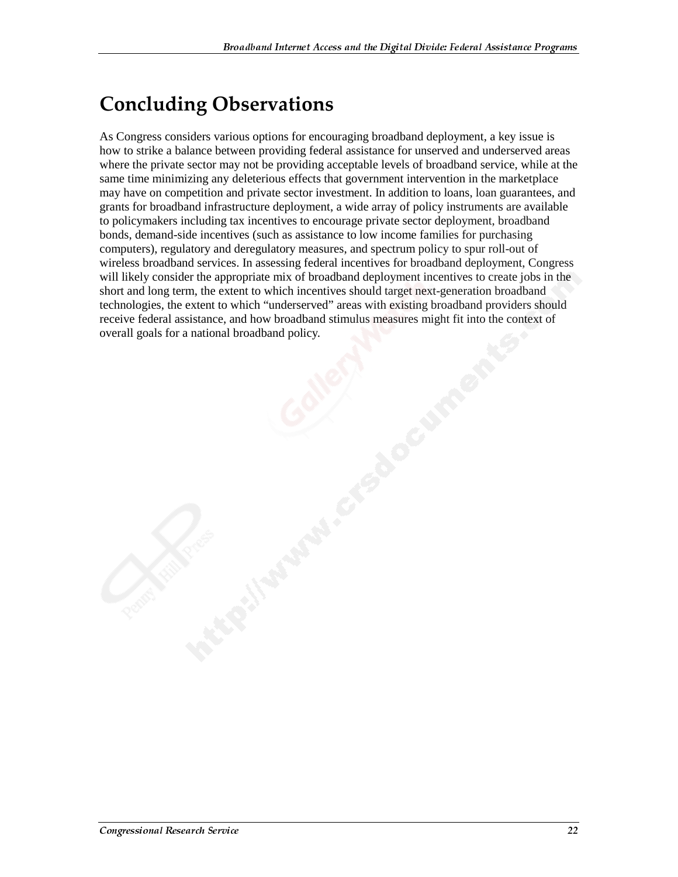## Concluding Observations

As Congress considers various options for encouraging broadband deployment, a key issue is how to strike a balance between providing federal assistance for unserved and underserved areas where the private sector may not be providing acceptable levels of broadband service, while at the same time minimizing any deleterious effects that government intervention in the marketplace may have on competition and private sector investment. In addition to loans, loan guarantees, and grants for broadband infrastructure deployment, a wide array of policy instruments are available to policymakers including tax incentives to encourage private sector deployment, broadband bonds, demand-side incentives (such as assistance to low income families for purchasing computers), regulatory and deregulatory measures, and spectrum policy to spur roll-out of wireless broadband services. In assessing federal incentives for broadband deployment, Congress will likely consider the appropriate mix of broadband deployment incentives to create jobs in the short and long term, the extent to which incentives should target next-generation broadband technologies, the extent to which "underserved" areas with existing broadband providers should receive federal assistance, and how broadband stimulus measures might fit into the context of overall goals for a national broadband policy.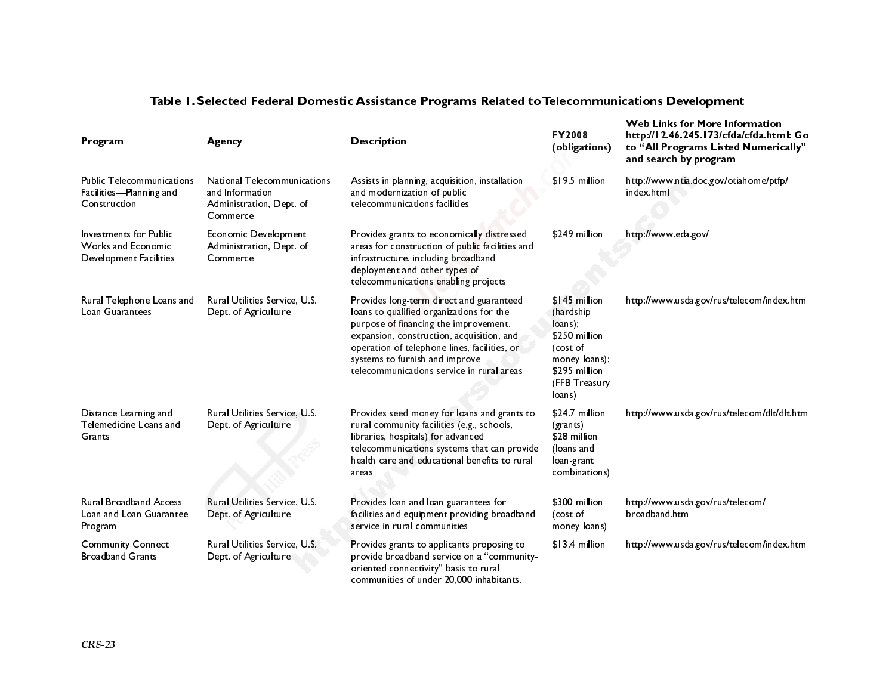### Table 1. Selected Federal Domestic Assistance Programs Related to Telecommunications Development

| Program | Agency | Description | FY2008 (obligations) | Web Links for More Information http://12.46.245.173/cfda/cfda.html: Go to "All Programs Listed Numerically" and search by program |
|---|---|---|---|---|
| Public Telecommunications Facilities—Planning and Construction | National Telecommunications and Information Administration, Dept. of Commerce | Assists in planning, acquisition, installation and modernization of public telecommunications facilities | $19.5 million | http://www.ntia.doc.gov/otiahome/ptfp/index.html |
| Investments for Public Works and Economic Development Facilities | Economic Development Administration, Dept. of Commerce | Provides grants to economically distressed areas for construction of public facilities and infrastructure, including broadband deployment and other types of telecommunications enabling projects | $249 million | http://www.eda.gov/ |
| Rural Telephone Loans and Loan Guarantees | Rural Utilities Service, U.S. Dept. of Agriculture | Provides long-term direct and guaranteed loans to qualified organizations for the purpose of financing the improvement, expansion, construction, acquisition, and operation of telephone lines, facilities, or systems to furnish and improve telecommunications service in rural areas | $145 million (hardship loans); $250 million (cost of money loans); $295 million (FFB Treasury loans) | http://www.usda.gov/rus/telecom/index.htm |
| Distance Learning and Telemedicine Loans and Grants | Rural Utilities Service, U.S. Dept. of Agriculture | Provides seed money for loans and grants to rural community facilities (e.g., schools, libraries, hospitals) for advanced telecommunications systems that can provide health care and educational benefits to rural areas | $24.7 million (grants) $28 million (loans and loan-grant combinations) | http://www.usda.gov/rus/telecom/dlt/dlt.htm |
| Rural Broadband Access Loan and Loan Guarantee Program | Rural Utilities Service, U.S. Dept. of Agriculture | Provides loan and loan guarantees for facilities and equipment providing broadband service in rural communities | $300 million (cost of money loans) | http://www.usda.gov/rus/telecom/broadband.htm |
| Community Connect Broadband Grants | Rural Utilities Service, U.S. Dept. of Agriculture | Provides grants to applicants proposing to provide broadband service on a "community-oriented connectivity" basis to rural communities of under 20,000 inhabitants. | $13.4 million | http://www.usda.gov/rus/telecom/index.htm |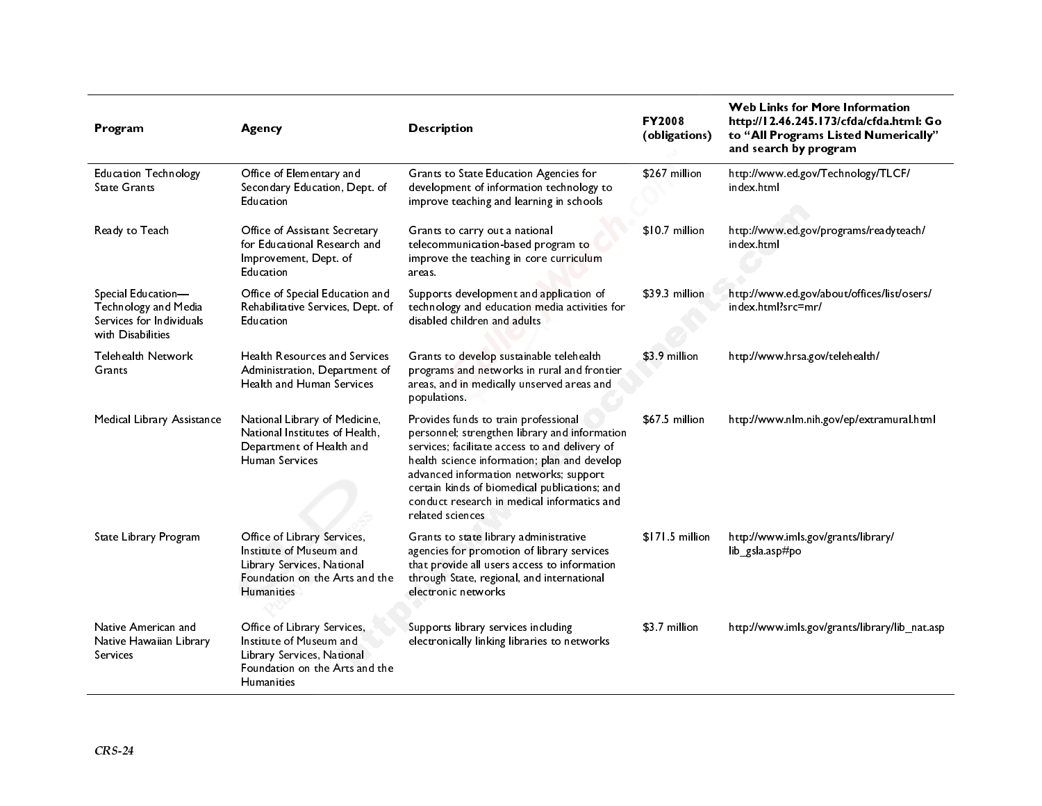| Program | Agency | Description | FY2008 (obligations) | Web Links for More Information http://12.46.245.173/cfda/cfda.html: Go to "All Programs Listed Numerically" and search by program |
|---|---|---|---|---|
| Education Technology State Grants | Office of Elementary and Secondary Education, Dept. of Education | Grants to State Education Agencies for development of information technology to improve teaching and learning in schools | $267 million | http://www.ed.gov/Technology/TLCF/index.html |
| Ready to Teach | Office of Assistant Secretary for Educational Research and Improvement, Dept. of Education | Grants to carry out a national telecommunication-based program to improve the teaching in core curriculum areas. | $10.7 million | http://www.ed.gov/programs/readyteach/index.html |
| Special Education—Technology and Media Services for Individuals with Disabilities | Office of Special Education and Rehabilitative Services, Dept. of Education | Supports development and application of technology and education media activities for disabled children and adults | $39.3 million | http://www.ed.gov/about/offices/list/osers/index.html?src=mr/ |
| Telehealth Network Grants | Health Resources and Services Administration, Department of Health and Human Services | Grants to develop sustainable telehealth programs and networks in rural and frontier areas, and in medically unserved areas and populations. | $3.9 million | http://www.hrsa.gov/telehealth/ |
| Medical Library Assistance | National Library of Medicine, National Institutes of Health, Department of Health and Human Services | Provides funds to train professional personnel; strengthen library and information services; facilitate access to and delivery of health science information; plan and develop advanced information networks; support certain kinds of biomedical publications; and conduct research in medical informatics and related sciences | $67.5 million | http://www.nlm.nih.gov/ep/extramural.html |
| State Library Program | Office of Library Services, Institute of Museum and Library Services, National Foundation on the Arts and the Humanities | Grants to state library administrative agencies for promotion of library services that provide all users access to information through State, regional, and international electronic networks | $171.5 million | http://www.imls.gov/grants/library/lib_gsla.asp#po |
| Native American and Native Hawaiian Library Services | Office of Library Services, Institute of Museum and Library Services, National Foundation on the Arts and the Humanities | Supports library services including electronically linking libraries to networks | $3.7 million | http://www.imls.gov/grants/library/lib_nat.asp |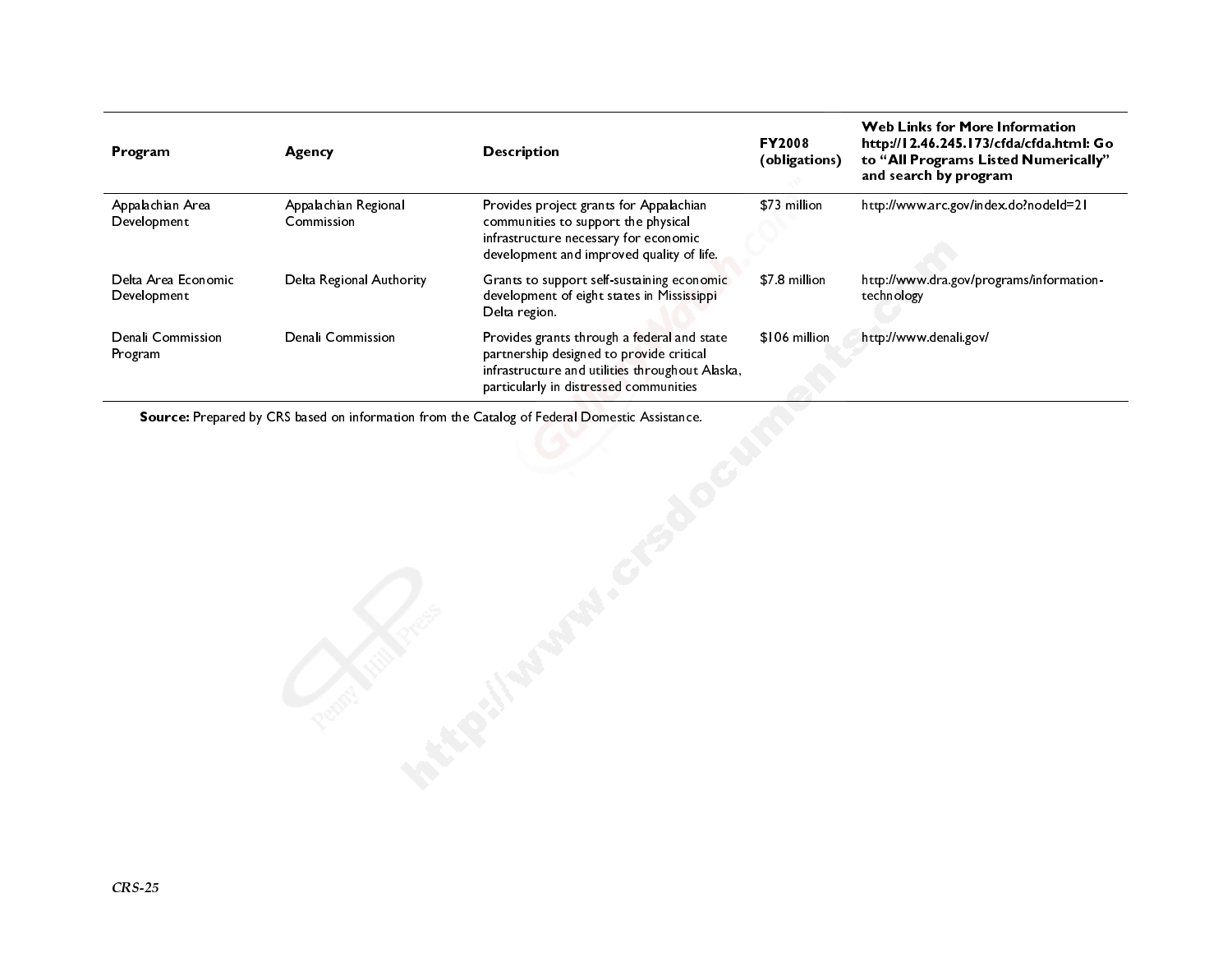| Program | Agency | Description | FY2008 (obligations) | Web Links for More Information http://12.46.245.173/cfda/cfda.html: Go to "All Programs Listed Numerically" and search by program |
|---|---|---|---|---|
| Appalachian Area Development | Appalachian Regional Commission | Provides project grants for Appalachian communities to support the physical infrastructure necessary for economic development and improved quality of life. | $73 million | http://www.arc.gov/index.do?nodeId=21 |
| Delta Area Economic Development | Delta Regional Authority | Grants to support self-sustaining economic development of eight states in Mississippi Delta region. | $7.8 million | http://www.dra.gov/programs/information-technology |
| Denali Commission Program | Denali Commission | Provides grants through a federal and state partnership designed to provide critical infrastructure and utilities throughout Alaska, particularly in distressed communities | $106 million | http://www.denali.gov/ |

**Source:** Prepared by CRS based on information from the Catalog of Federal Domestic Assistance.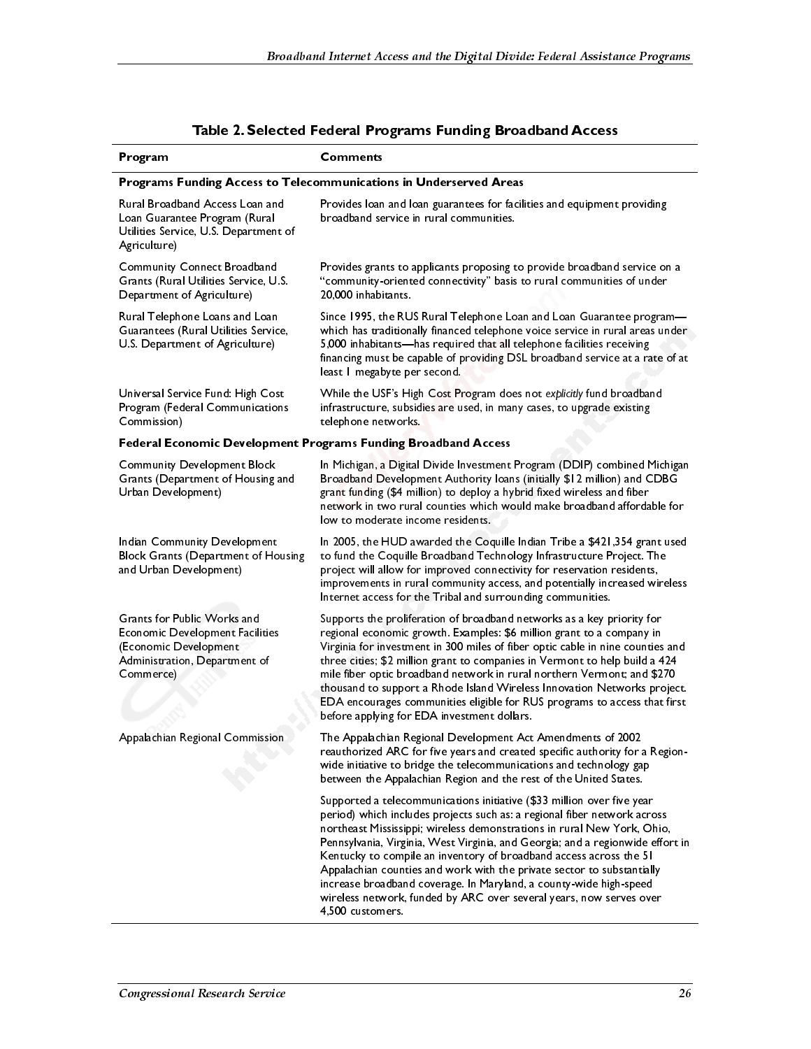**Table 2. Selected Federal Programs Funding Broadband Access**

| Program | Comments |
| --- | --- |
| **Programs Funding Access to Telecommunications in Underserved Areas** | |
| Rural Broadband Access Loan and Loan Guarantee Program (Rural Utilities Service, U.S. Department of Agriculture) | Provides loan and loan guarantees for facilities and equipment providing broadband service in rural communities. |
| Community Connect Broadband Grants (Rural Utilities Service, U.S. Department of Agriculture) | Provides grants to applicants proposing to provide broadband service on a "community-oriented connectivity" basis to rural communities of under 20,000 inhabitants. |
| Rural Telephone Loans and Loan Guarantees (Rural Utilities Service, U.S. Department of Agriculture) | Since 1995, the RUS Rural Telephone Loan and Loan Guarantee program—which has traditionally financed telephone voice service in rural areas under 5,000 inhabitants—has required that all telephone facilities receiving financing must be capable of providing DSL broadband service at a rate of at least 1 megabyte per second. |
| Universal Service Fund: High Cost Program (Federal Communications Commission) | While the USF's High Cost Program does not *explicitly* fund broadband infrastructure, subsidies are used, in many cases, to upgrade existing telephone networks. |
| **Federal Economic Development Programs Funding Broadband Access** | |
| Community Development Block Grants (Department of Housing and Urban Development) | In Michigan, a Digital Divide Investment Program (DDIP) combined Michigan Broadband Development Authority loans (initially $12 million) and CDBG grant funding ($4 million) to deploy a hybrid fixed wireless and fiber network in two rural counties which would make broadband affordable for low to moderate income residents. |
| Indian Community Development Block Grants (Department of Housing and Urban Development) | In 2005, the HUD awarded the Coquille Indian Tribe a $421,354 grant used to fund the Coquille Broadband Technology Infrastructure Project. The project will allow for improved connectivity for reservation residents, improvements in rural community access, and potentially increased wireless Internet access for the Tribal and surrounding communities. |
| Grants for Public Works and Economic Development Facilities (Economic Development Administration, Department of Commerce) | Supports the proliferation of broadband networks as a key priority for regional economic growth. Examples: $6 million grant to a company in Virginia for investment in 300 miles of fiber optic cable in nine counties and three cities; $2 million grant to companies in Vermont to help build a 424 mile fiber optic broadband network in rural northern Vermont; and $270 thousand to support a Rhode Island Wireless Innovation Networks project. EDA encourages communities eligible for RUS programs to access that first before applying for EDA investment dollars. |
| Appalachian Regional Commission | The Appalachian Regional Development Act Amendments of 2002 reauthorized ARC for five years and created specific authority for a Region-wide initiative to bridge the telecommunications and technology gap between the Appalachian Region and the rest of the United States. |
| | Supported a telecommunications initiative ($33 million over five year period) which includes projects such as: a regional fiber network across northeast Mississippi; wireless demonstrations in rural New York, Ohio, Pennsylvania, Virginia, West Virginia, and Georgia; and a regionwide effort in Kentucky to compile an inventory of broadband access across the 51 Appalachian counties and work with the private sector to substantially increase broadband coverage. In Maryland, a county-wide high-speed wireless network, funded by ARC over several years, now serves over 4,500 customers. |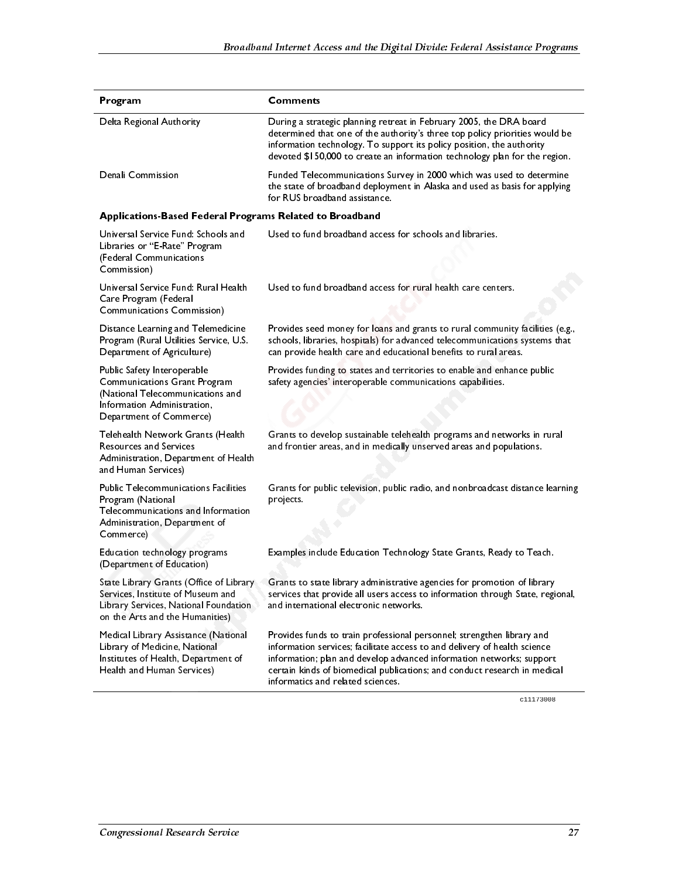| Program | Comments |
| --- | --- |
| Delta Regional Authority | During a strategic planning retreat in February 2005, the DRA board determined that one of the authority's three top policy priorities would be information technology. To support its policy position, the authority devoted $150,000 to create an information technology plan for the region. |
| Denali Commission | Funded Telecommunications Survey in 2000 which was used to determine the state of broadband deployment in Alaska and used as basis for applying for RUS broadband assistance. |
| **Applications-Based Federal Programs Related to Broadband** | |
| Universal Service Fund: Schools and Libraries or "E-Rate" Program (Federal Communications Commission) | Used to fund broadband access for schools and libraries. |
| Universal Service Fund: Rural Health Care Program (Federal Communications Commission) | Used to fund broadband access for rural health care centers. |
| Distance Learning and Telemedicine Program (Rural Utilities Service, U.S. Department of Agriculture) | Provides seed money for loans and grants to rural community facilities (e.g., schools, libraries, hospitals) for advanced telecommunications systems that can provide health care and educational benefits to rural areas. |
| Public Safety Interoperable Communications Grant Program (National Telecommunications and Information Administration, Department of Commerce) | Provides funding to states and territories to enable and enhance public safety agencies' interoperable communications capabilities. |
| Telehealth Network Grants (Health Resources and Services Administration, Department of Health and Human Services) | Grants to develop sustainable telehealth programs and networks in rural and frontier areas, and in medically unserved areas and populations. |
| Public Telecommunications Facilities Program (National Telecommunications and Information Administration, Department of Commerce) | Grants for public television, public radio, and nonbroadcast distance learning projects. |
| Education technology programs (Department of Education) | Examples include Education Technology State Grants, Ready to Teach. |
| State Library Grants (Office of Library Services, Institute of Museum and Library Services, National Foundation on the Arts and the Humanities) | Grants to state library administrative agencies for promotion of library services that provide all users access to information through State, regional, and international electronic networks. |
| Medical Library Assistance (National Library of Medicine, National Institutes of Health, Department of Health and Human Services) | Provides funds to train professional personnel; strengthen library and information services; facilitate access to and delivery of health science information; plan and develop advanced information networks; support certain kinds of biomedical publications; and conduct research in medical informatics and related sciences. |

c11173008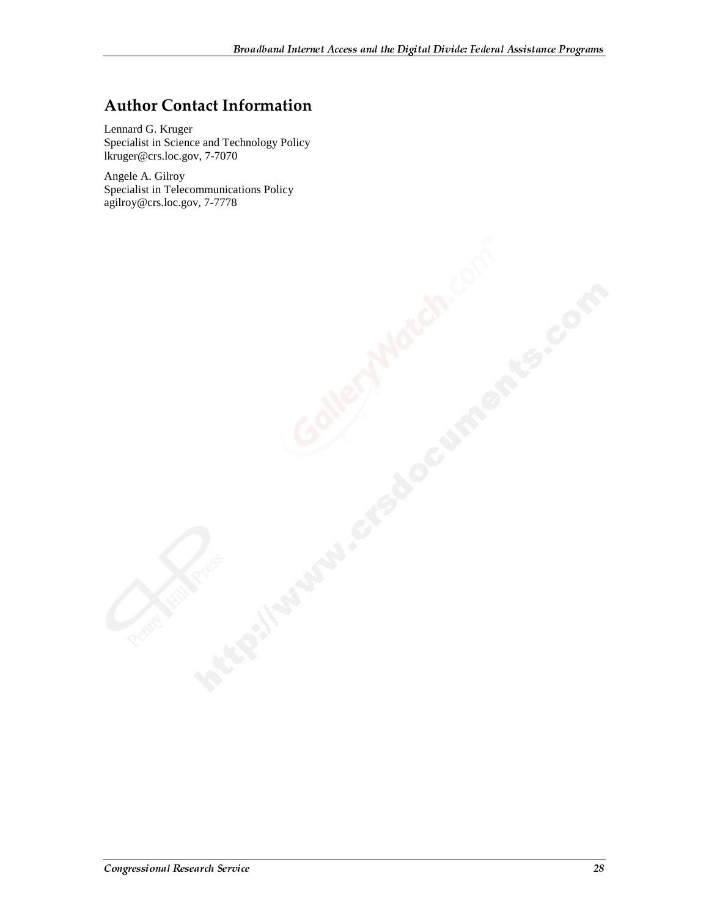## Author Contact Information

Lennard G. Kruger
Specialist in Science and Technology Policy
lkruger@crs.loc.gov, 7-7070

Angele A. Gilroy
Specialist in Telecommunications Policy
agilroy@crs.loc.gov, 7-7778